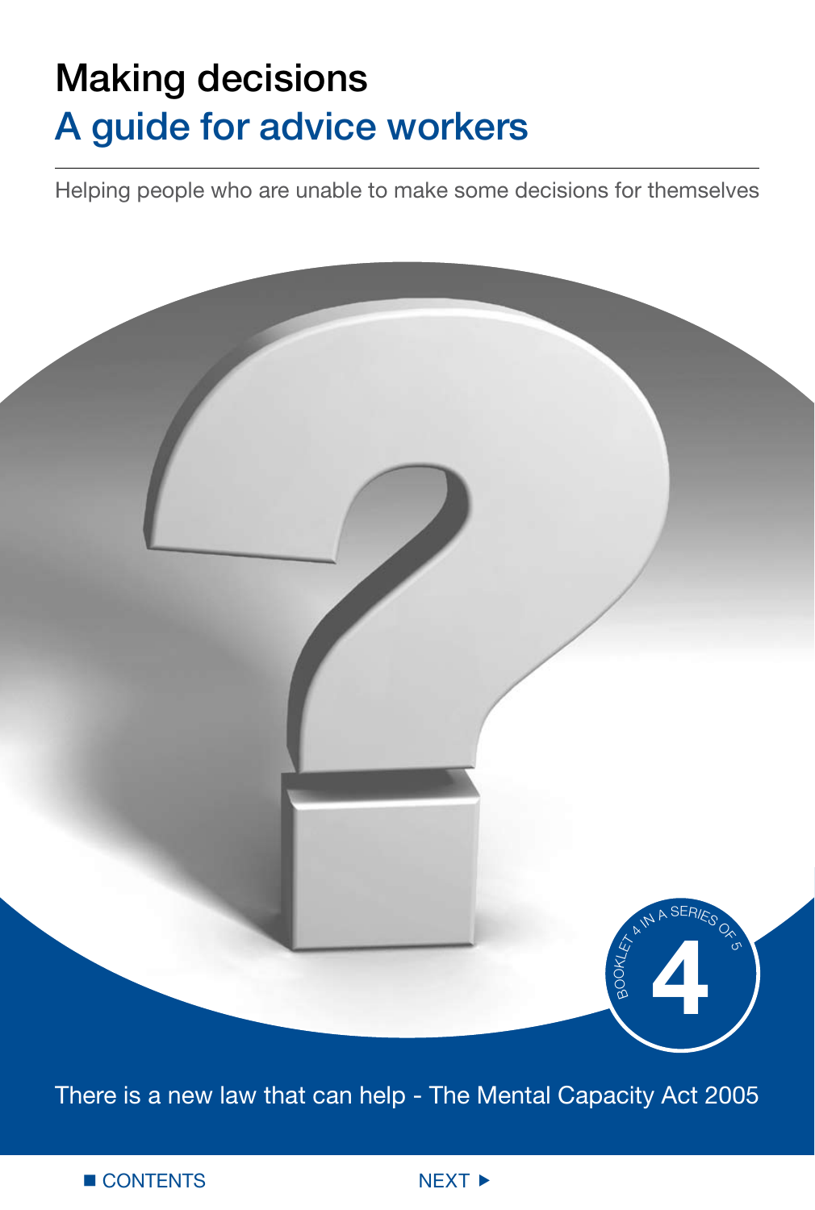# Making decisions

## A guide for advice workers

Helping people who are unable to make some decisions for themselves

BOOKLET 4 IN A SERIES OF 5

4

There is a new law that can help - The Mental Capacity Act 2005

CONTENTS

NEXT ▶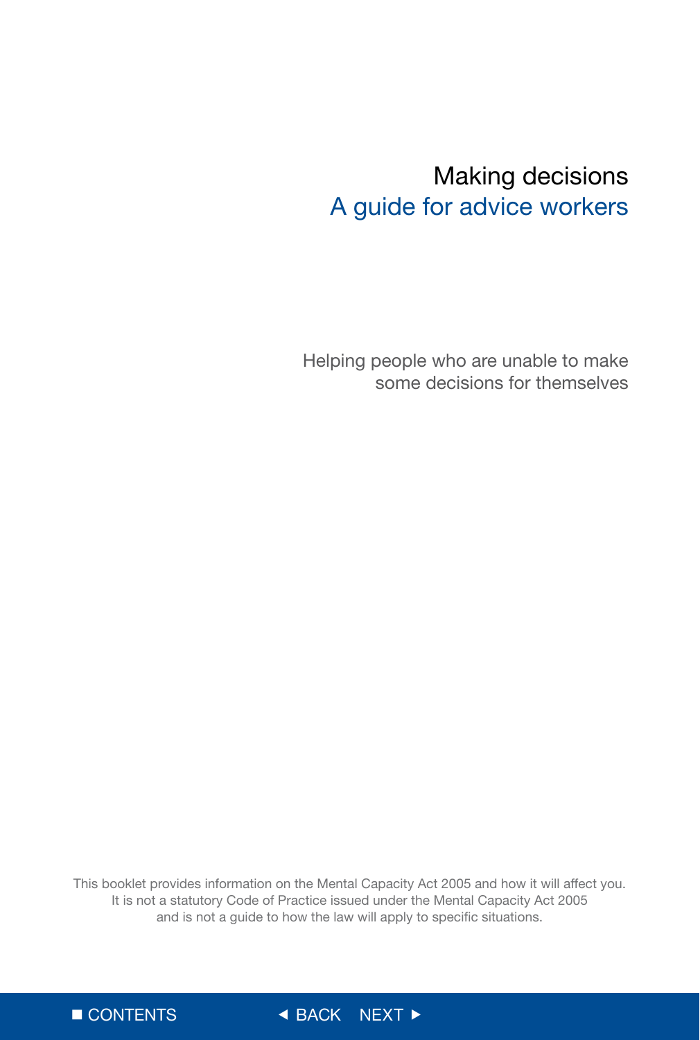# Making decisions

## A guide for advice workers

Helping people who are unable to make some decisions for themselves

This booklet provides information on the Mental Capacity Act 2005 and how it will affect you. It is not a statutory Code of Practice issued under the Mental Capacity Act 2005 and is not a guide to how the law will apply to specific situations.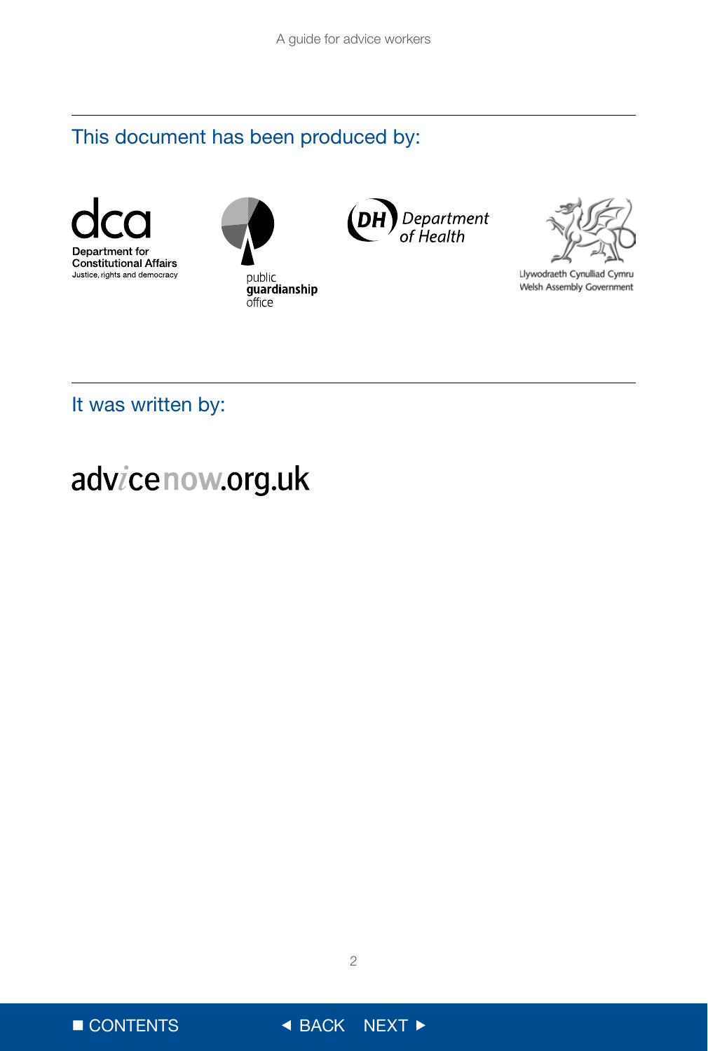## This document has been produced by:

dca
Department for Constitutional Affairs
Justice, rights and democracy

public guardianship office

DH Department of Health

Llywodraeth Cynulliad Cymru
Welsh Assembly Government

## It was written by:

advicenow.org.uk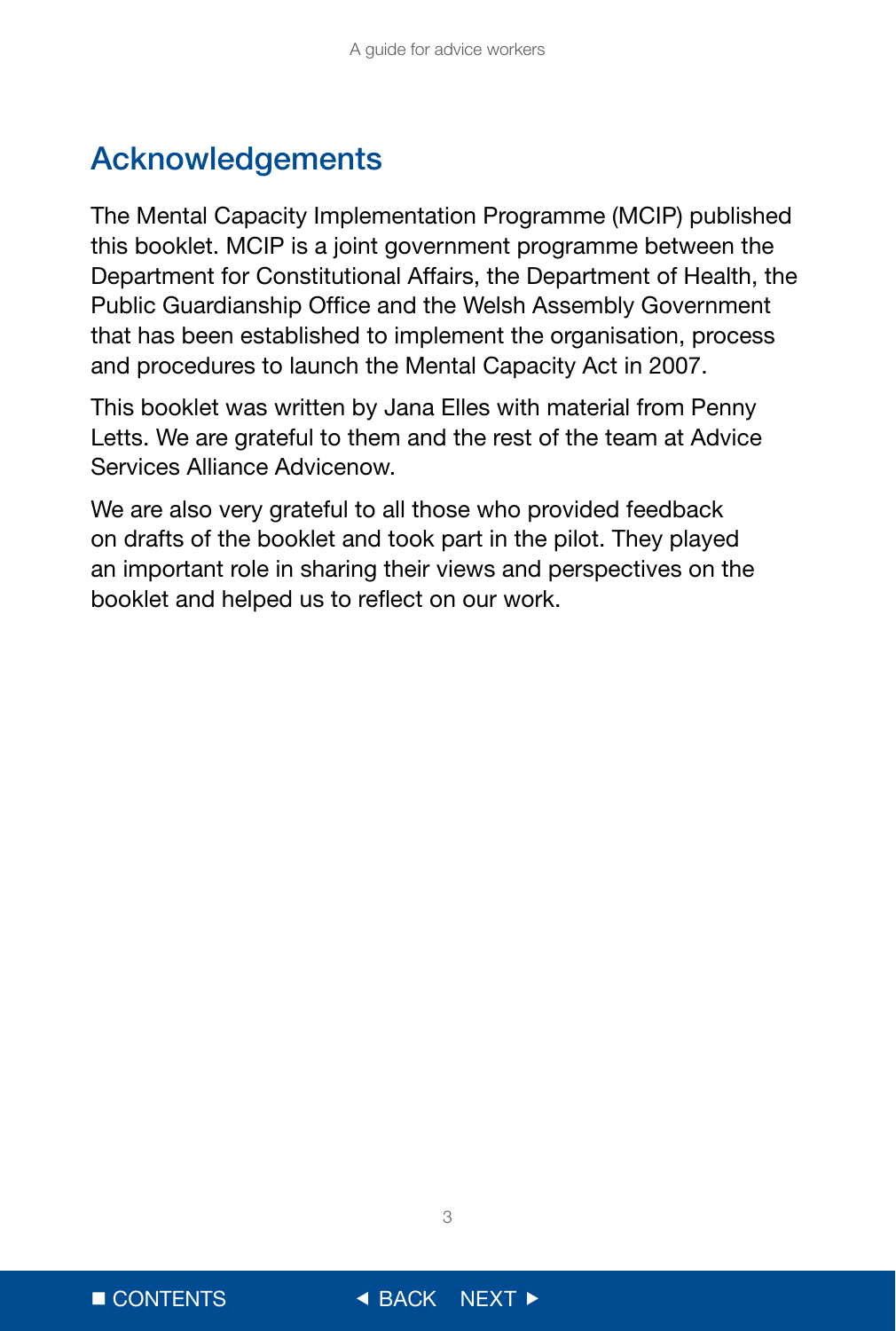## Acknowledgements

The Mental Capacity Implementation Programme (MCIP) published this booklet. MCIP is a joint government programme between the Department for Constitutional Affairs, the Department of Health, the Public Guardianship Office and the Welsh Assembly Government that has been established to implement the organisation, process and procedures to launch the Mental Capacity Act in 2007.

This booklet was written by Jana Elles with material from Penny Letts. We are grateful to them and the rest of the team at Advice Services Alliance Advicenow.

We are also very grateful to all those who provided feedback on drafts of the booklet and took part in the pilot. They played an important role in sharing their views and perspectives on the booklet and helped us to reflect on our work.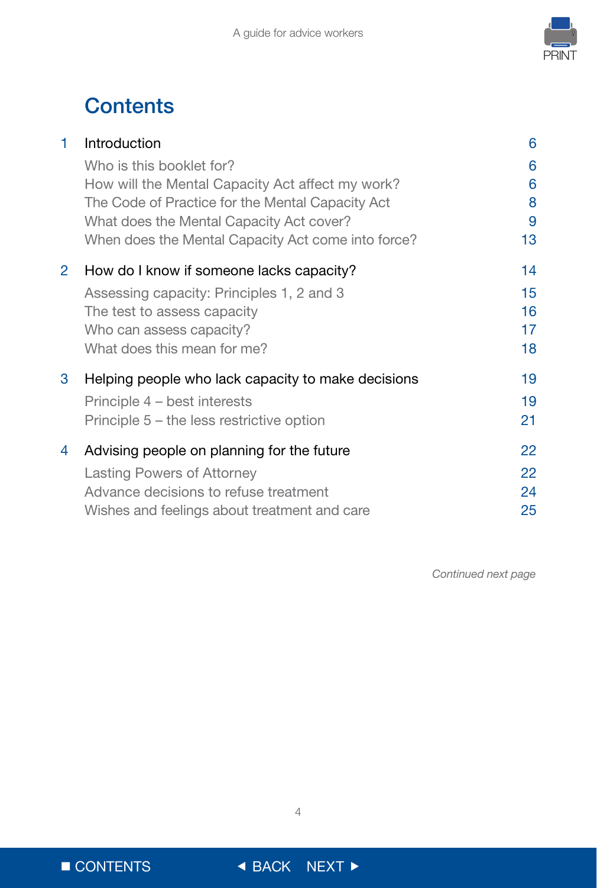# Contents

| | | |
|---|---|---|
| 1 | **Introduction** | 6 |
| | Who is this booklet for? | 6 |
| | How will the Mental Capacity Act affect my work? | 6 |
| | The Code of Practice for the Mental Capacity Act | 8 |
| | What does the Mental Capacity Act cover? | 9 |
| | When does the Mental Capacity Act come into force? | 13 |
| 2 | **How do I know if someone lacks capacity?** | 14 |
| | Assessing capacity: Principles 1, 2 and 3 | 15 |
| | The test to assess capacity | 16 |
| | Who can assess capacity? | 17 |
| | What does this mean for me? | 18 |
| 3 | **Helping people who lack capacity to make decisions** | 19 |
| | Principle 4 – best interests | 19 |
| | Principle 5 – the less restrictive option | 21 |
| 4 | **Advising people on planning for the future** | 22 |
| | Lasting Powers of Attorney | 22 |
| | Advance decisions to refuse treatment | 24 |
| | Wishes and feelings about treatment and care | 25 |

*Continued next page*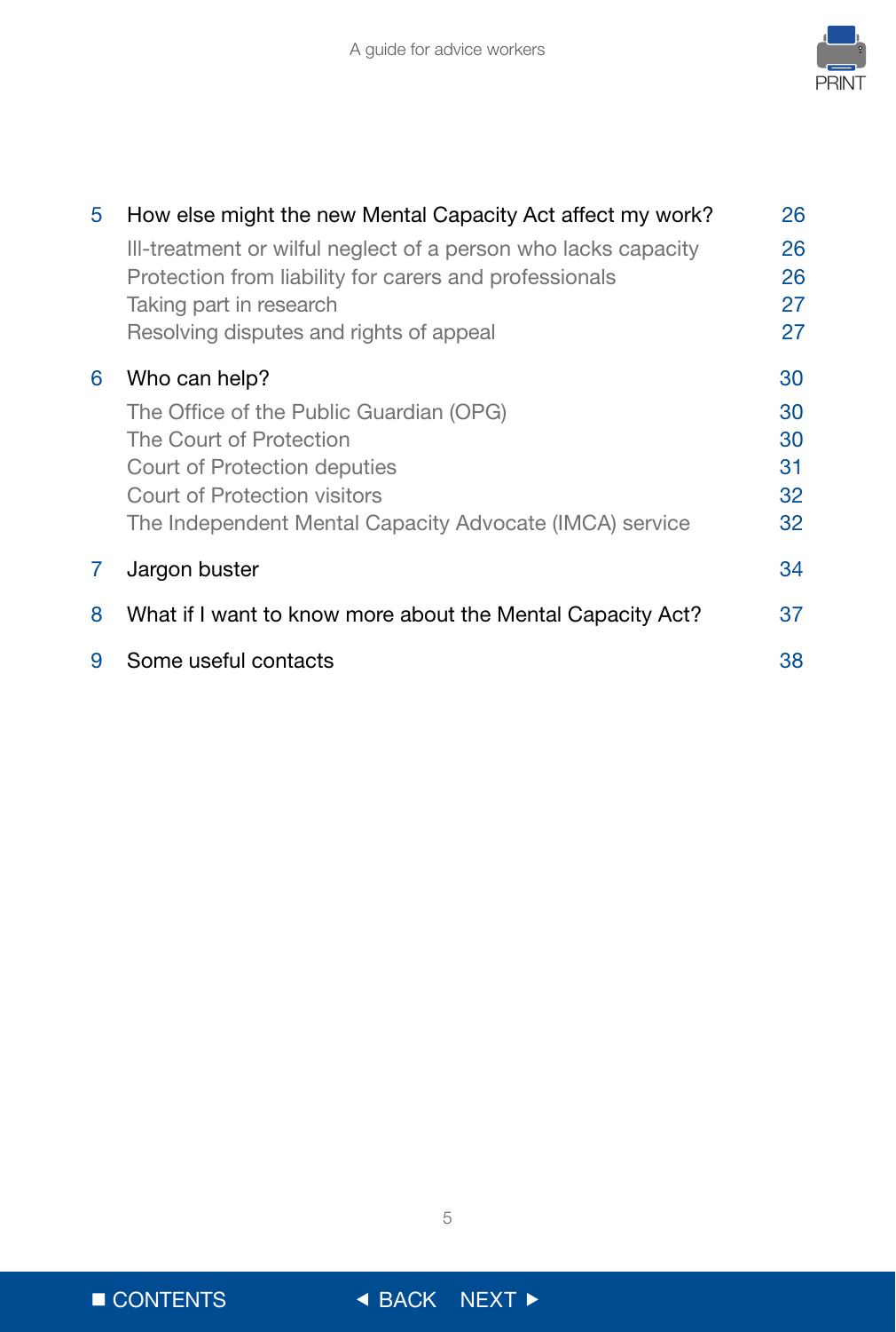5 How else might the new Mental Capacity Act affect my work? 26

- Ill-treatment or wilful neglect of a person who lacks capacity 26
- Protection from liability for carers and professionals 26
- Taking part in research 27
- Resolving disputes and rights of appeal 27

6 Who can help? 30

- The Office of the Public Guardian (OPG) 30
- The Court of Protection 30
- Court of Protection deputies 31
- Court of Protection visitors 32
- The Independent Mental Capacity Advocate (IMCA) service 32

7 Jargon buster 34

8 What if I want to know more about the Mental Capacity Act? 37

9 Some useful contacts 38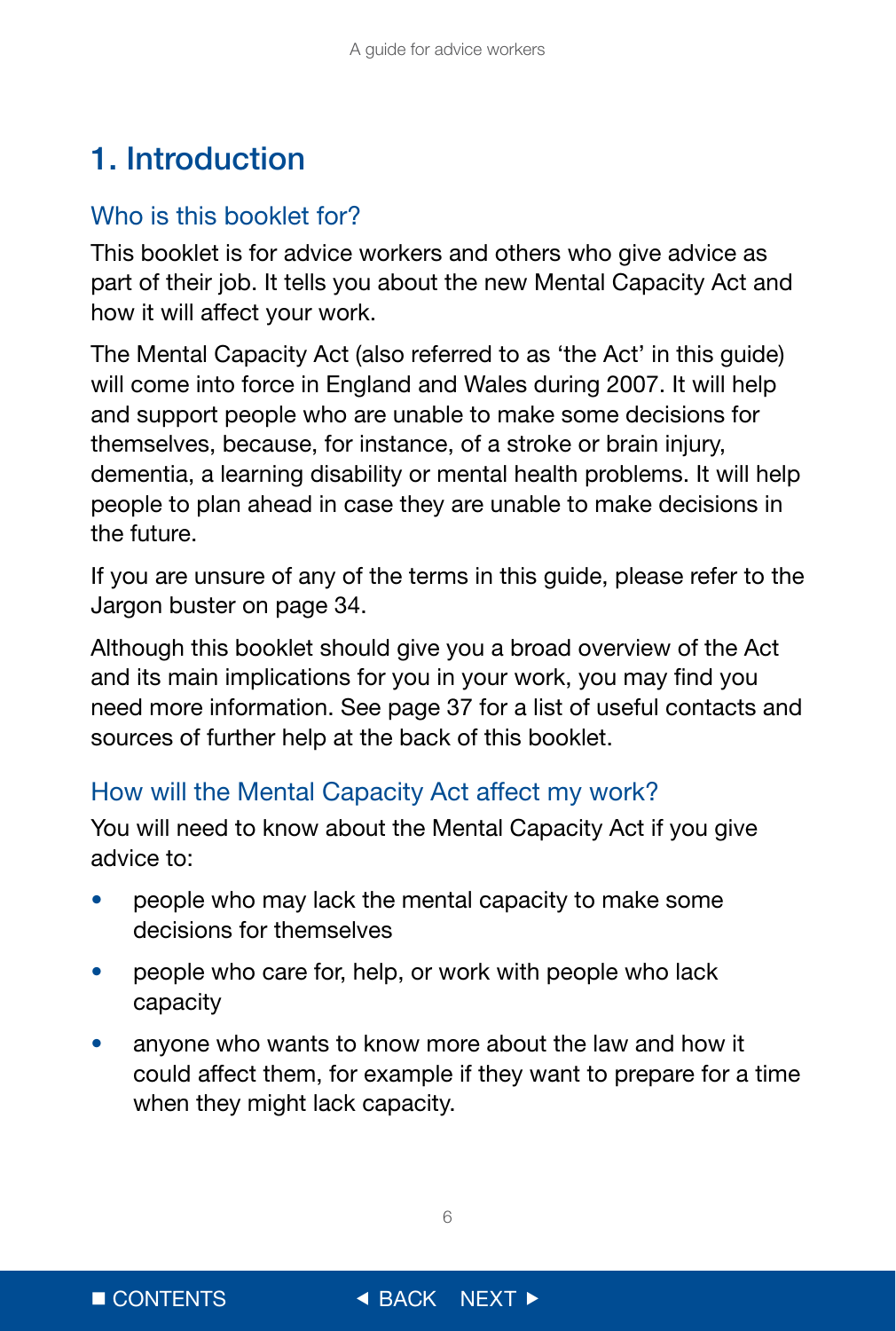# 1. Introduction

## Who is this booklet for?

This booklet is for advice workers and others who give advice as part of their job. It tells you about the new Mental Capacity Act and how it will affect your work.

The Mental Capacity Act (also referred to as 'the Act' in this guide) will come into force in England and Wales during 2007. It will help and support people who are unable to make some decisions for themselves, because, for instance, of a stroke or brain injury, dementia, a learning disability or mental health problems. It will help people to plan ahead in case they are unable to make decisions in the future.

If you are unsure of any of the terms in this guide, please refer to the Jargon buster on page 34.

Although this booklet should give you a broad overview of the Act and its main implications for you in your work, you may find you need more information. See page 37 for a list of useful contacts and sources of further help at the back of this booklet.

## How will the Mental Capacity Act affect my work?

You will need to know about the Mental Capacity Act if you give advice to:

- people who may lack the mental capacity to make some decisions for themselves
- people who care for, help, or work with people who lack capacity
- anyone who wants to know more about the law and how it could affect them, for example if they want to prepare for a time when they might lack capacity.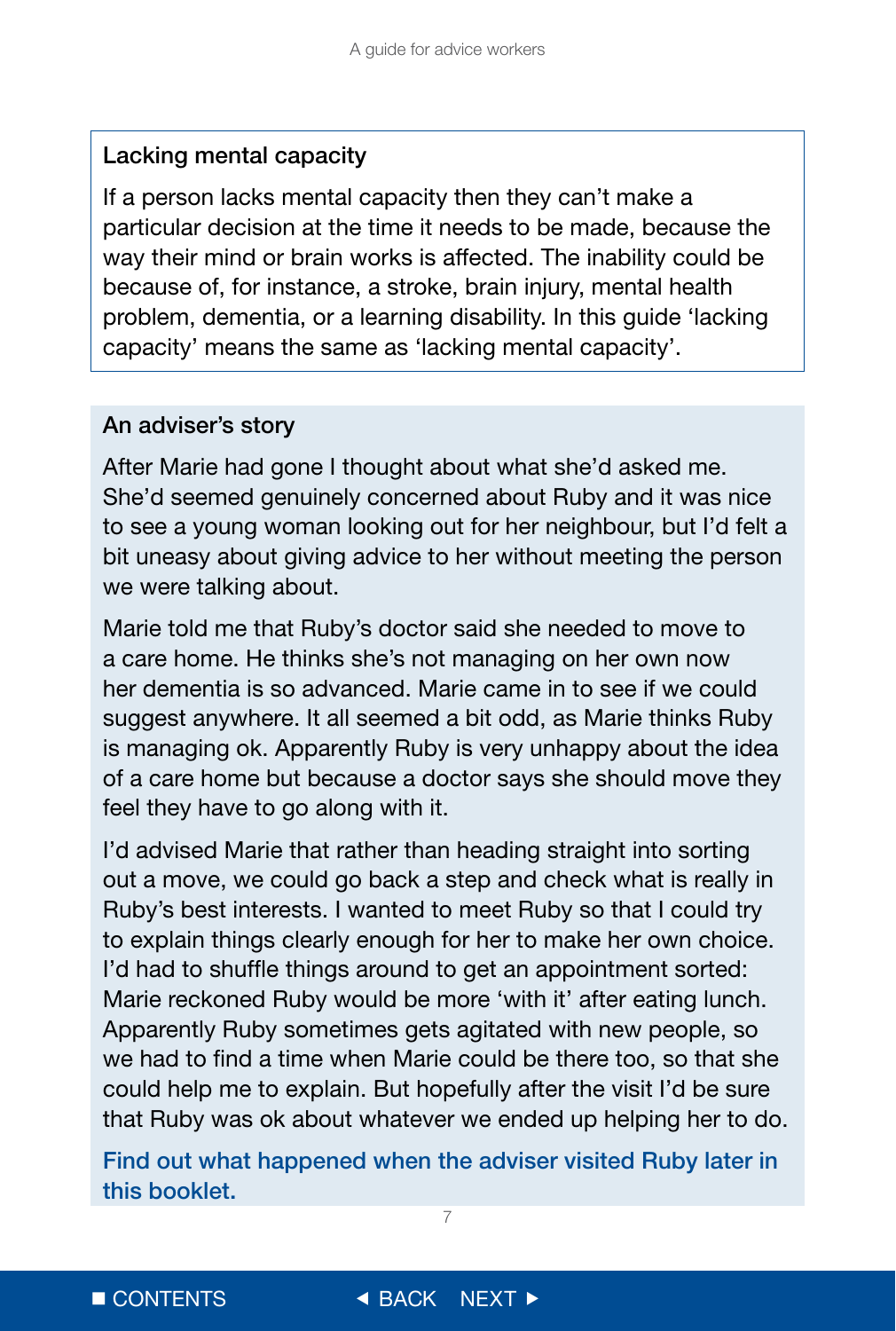### Lacking mental capacity

If a person lacks mental capacity then they can't make a particular decision at the time it needs to be made, because the way their mind or brain works is affected. The inability could be because of, for instance, a stroke, brain injury, mental health problem, dementia, or a learning disability. In this guide 'lacking capacity' means the same as 'lacking mental capacity'.

### An adviser's story

After Marie had gone I thought about what she'd asked me. She'd seemed genuinely concerned about Ruby and it was nice to see a young woman looking out for her neighbour, but I'd felt a bit uneasy about giving advice to her without meeting the person we were talking about.

Marie told me that Ruby's doctor said she needed to move to a care home. He thinks she's not managing on her own now her dementia is so advanced. Marie came in to see if we could suggest anywhere. It all seemed a bit odd, as Marie thinks Ruby is managing ok. Apparently Ruby is very unhappy about the idea of a care home but because a doctor says she should move they feel they have to go along with it.

I'd advised Marie that rather than heading straight into sorting out a move, we could go back a step and check what is really in Ruby's best interests. I wanted to meet Ruby so that I could try to explain things clearly enough for her to make her own choice. I'd had to shuffle things around to get an appointment sorted: Marie reckoned Ruby would be more 'with it' after eating lunch. Apparently Ruby sometimes gets agitated with new people, so we had to find a time when Marie could be there too, so that she could help me to explain. But hopefully after the visit I'd be sure that Ruby was ok about whatever we ended up helping her to do.

**Find out what happened when the adviser visited Ruby later in this booklet.**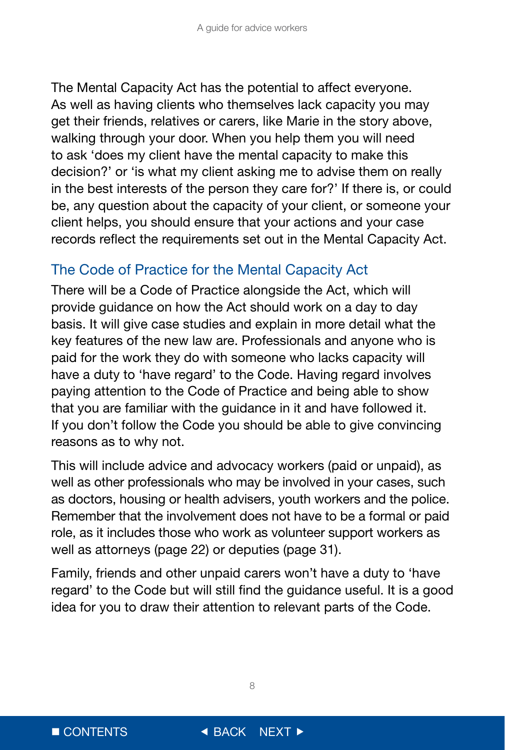The Mental Capacity Act has the potential to affect everyone. As well as having clients who themselves lack capacity you may get their friends, relatives or carers, like Marie in the story above, walking through your door. When you help them you will need to ask 'does my client have the mental capacity to make this decision?' or 'is what my client asking me to advise them on really in the best interests of the person they care for?' If there is, or could be, any question about the capacity of your client, or someone your client helps, you should ensure that your actions and your case records reflect the requirements set out in the Mental Capacity Act.

## The Code of Practice for the Mental Capacity Act

There will be a Code of Practice alongside the Act, which will provide guidance on how the Act should work on a day to day basis. It will give case studies and explain in more detail what the key features of the new law are. Professionals and anyone who is paid for the work they do with someone who lacks capacity will have a duty to 'have regard' to the Code. Having regard involves paying attention to the Code of Practice and being able to show that you are familiar with the guidance in it and have followed it. If you don't follow the Code you should be able to give convincing reasons as to why not.

This will include advice and advocacy workers (paid or unpaid), as well as other professionals who may be involved in your cases, such as doctors, housing or health advisers, youth workers and the police. Remember that the involvement does not have to be a formal or paid role, as it includes those who work as volunteer support workers as well as attorneys (page 22) or deputies (page 31).

Family, friends and other unpaid carers won't have a duty to 'have regard' to the Code but will still find the guidance useful. It is a good idea for you to draw their attention to relevant parts of the Code.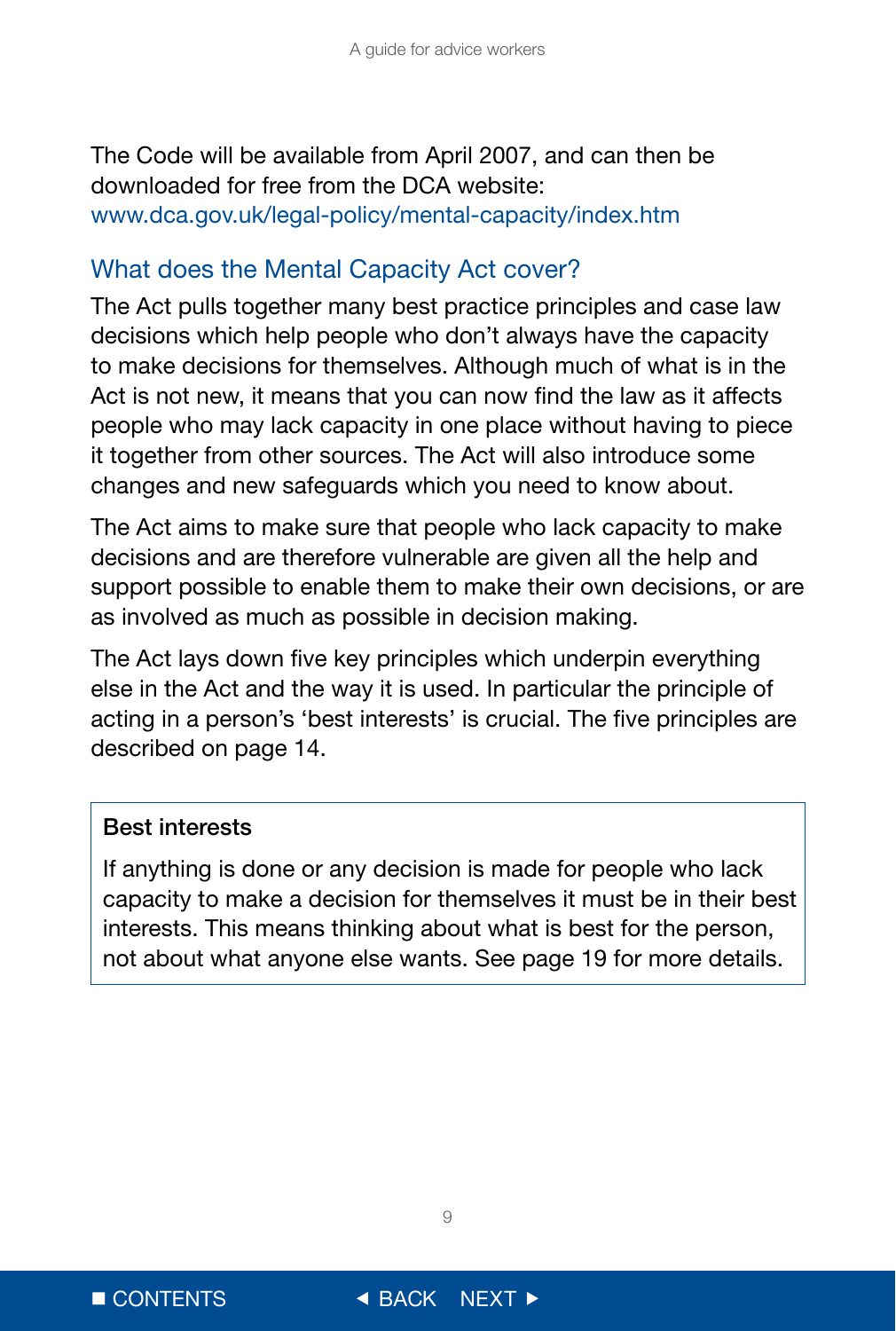The Code will be available from April 2007, and can then be downloaded for free from the DCA website: www.dca.gov.uk/legal-policy/mental-capacity/index.htm

## What does the Mental Capacity Act cover?

The Act pulls together many best practice principles and case law decisions which help people who don't always have the capacity to make decisions for themselves. Although much of what is in the Act is not new, it means that you can now find the law as it affects people who may lack capacity in one place without having to piece it together from other sources. The Act will also introduce some changes and new safeguards which you need to know about.

The Act aims to make sure that people who lack capacity to make decisions and are therefore vulnerable are given all the help and support possible to enable them to make their own decisions, or are as involved as much as possible in decision making.

The Act lays down five key principles which underpin everything else in the Act and the way it is used. In particular the principle of acting in a person's 'best interests' is crucial. The five principles are described on page 14.

**Best interests**

If anything is done or any decision is made for people who lack capacity to make a decision for themselves it must be in their best interests. This means thinking about what is best for the person, not about what anyone else wants. See page 19 for more details.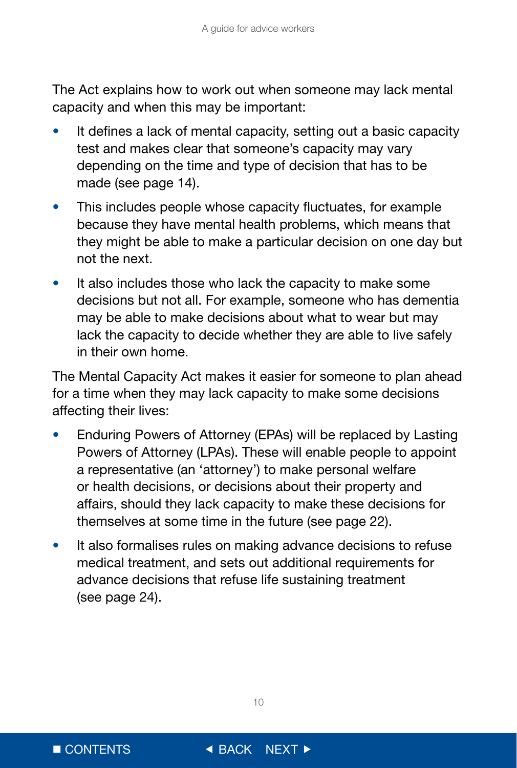The Act explains how to work out when someone may lack mental capacity and when this may be important:

- It defines a lack of mental capacity, setting out a basic capacity test and makes clear that someone's capacity may vary depending on the time and type of decision that has to be made (see page 14).
- This includes people whose capacity fluctuates, for example because they have mental health problems, which means that they might be able to make a particular decision on one day but not the next.
- It also includes those who lack the capacity to make some decisions but not all. For example, someone who has dementia may be able to make decisions about what to wear but may lack the capacity to decide whether they are able to live safely in their own home.

The Mental Capacity Act makes it easier for someone to plan ahead for a time when they may lack capacity to make some decisions affecting their lives:

- Enduring Powers of Attorney (EPAs) will be replaced by Lasting Powers of Attorney (LPAs). These will enable people to appoint a representative (an 'attorney') to make personal welfare or health decisions, or decisions about their property and affairs, should they lack capacity to make these decisions for themselves at some time in the future (see page 22).
- It also formalises rules on making advance decisions to refuse medical treatment, and sets out additional requirements for advance decisions that refuse life sustaining treatment (see page 24).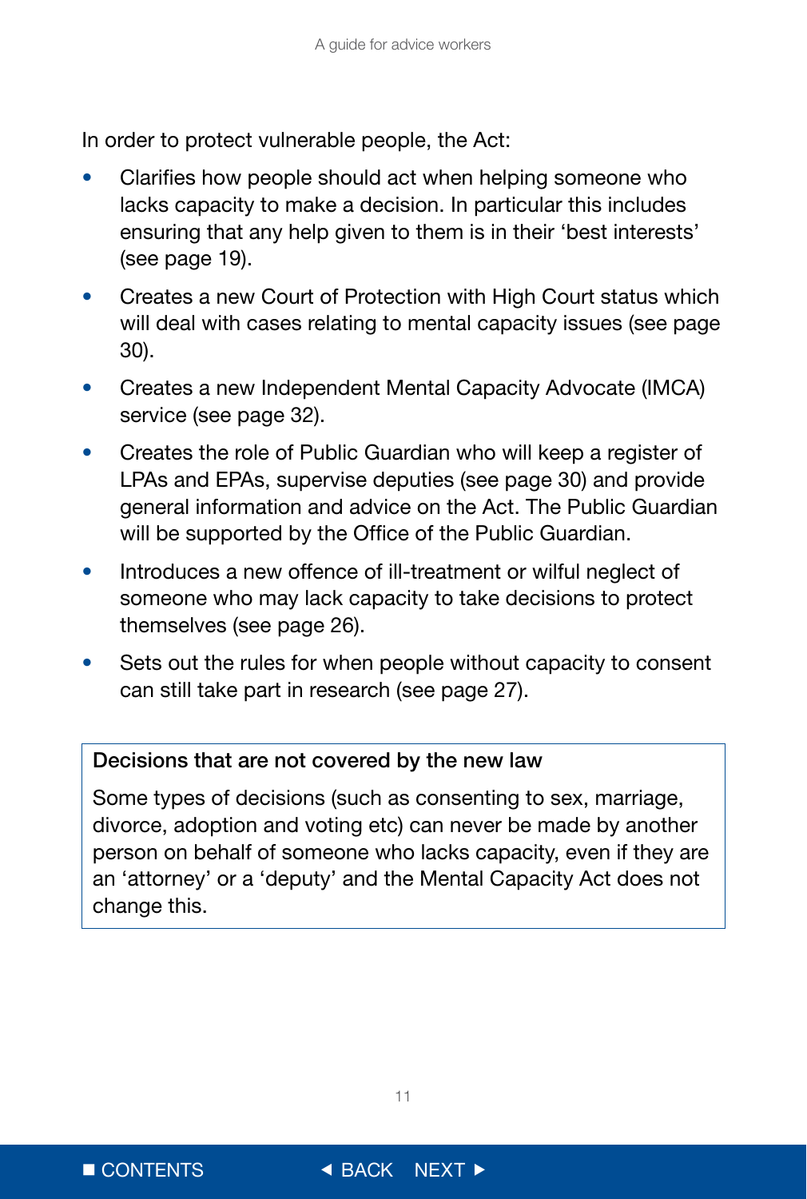In order to protect vulnerable people, the Act:

- Clarifies how people should act when helping someone who lacks capacity to make a decision. In particular this includes ensuring that any help given to them is in their 'best interests' (see page 19).
- Creates a new Court of Protection with High Court status which will deal with cases relating to mental capacity issues (see page 30).
- Creates a new Independent Mental Capacity Advocate (IMCA) service (see page 32).
- Creates the role of Public Guardian who will keep a register of LPAs and EPAs, supervise deputies (see page 30) and provide general information and advice on the Act. The Public Guardian will be supported by the Office of the Public Guardian.
- Introduces a new offence of ill-treatment or wilful neglect of someone who may lack capacity to take decisions to protect themselves (see page 26).
- Sets out the rules for when people without capacity to consent can still take part in research (see page 27).

**Decisions that are not covered by the new law**

Some types of decisions (such as consenting to sex, marriage, divorce, adoption and voting etc) can never be made by another person on behalf of someone who lacks capacity, even if they are an 'attorney' or a 'deputy' and the Mental Capacity Act does not change this.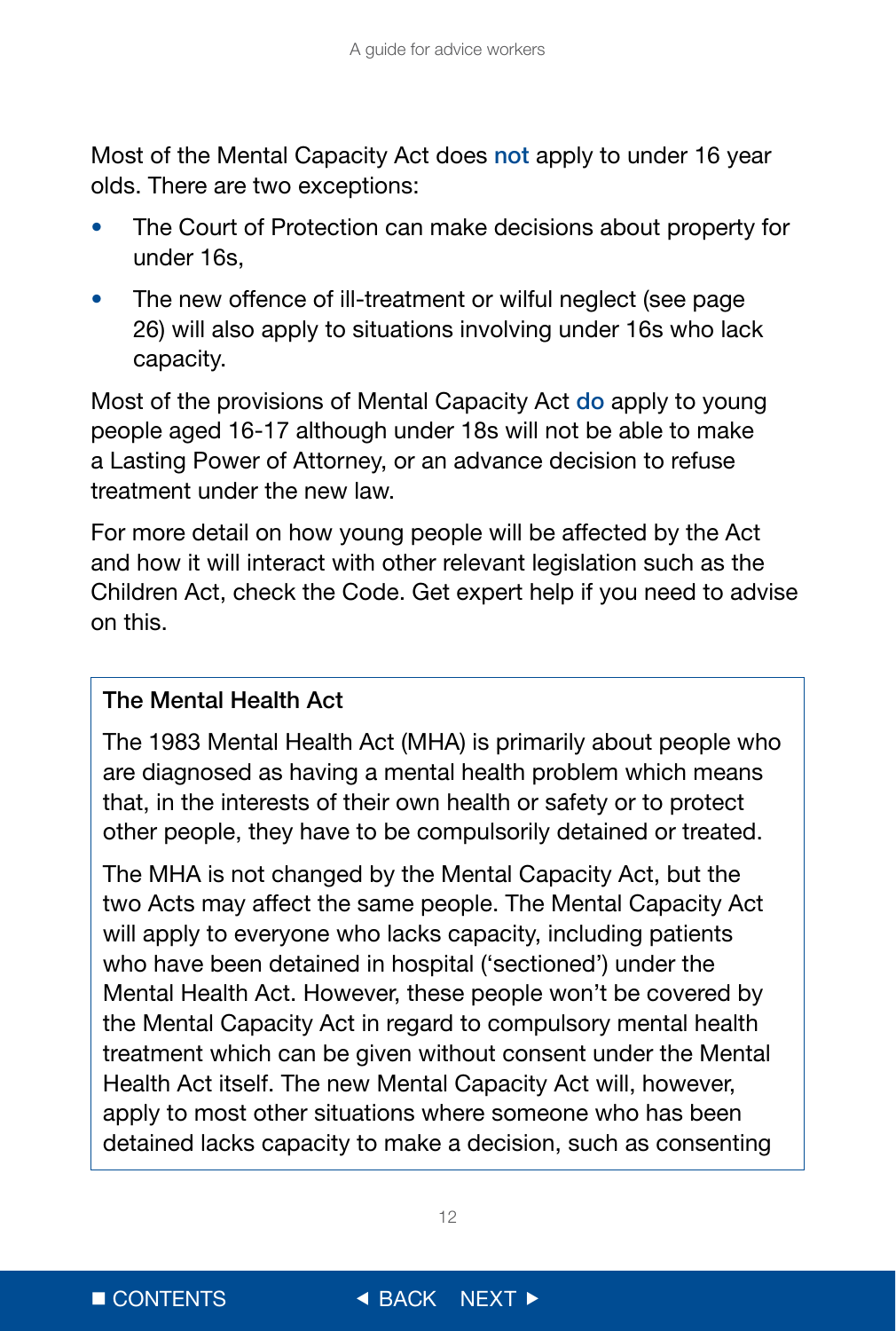Most of the Mental Capacity Act does not apply to under 16 year olds. There are two exceptions:

- The Court of Protection can make decisions about property for under 16s,
- The new offence of ill-treatment or wilful neglect (see page 26) will also apply to situations involving under 16s who lack capacity.

Most of the provisions of Mental Capacity Act do apply to young people aged 16-17 although under 18s will not be able to make a Lasting Power of Attorney, or an advance decision to refuse treatment under the new law.

For more detail on how young people will be affected by the Act and how it will interact with other relevant legislation such as the Children Act, check the Code. Get expert help if you need to advise on this.

### The Mental Health Act

The 1983 Mental Health Act (MHA) is primarily about people who are diagnosed as having a mental health problem which means that, in the interests of their own health or safety or to protect other people, they have to be compulsorily detained or treated.

The MHA is not changed by the Mental Capacity Act, but the two Acts may affect the same people. The Mental Capacity Act will apply to everyone who lacks capacity, including patients who have been detained in hospital ('sectioned') under the Mental Health Act. However, these people won't be covered by the Mental Capacity Act in regard to compulsory mental health treatment which can be given without consent under the Mental Health Act itself. The new Mental Capacity Act will, however, apply to most other situations where someone who has been detained lacks capacity to make a decision, such as consenting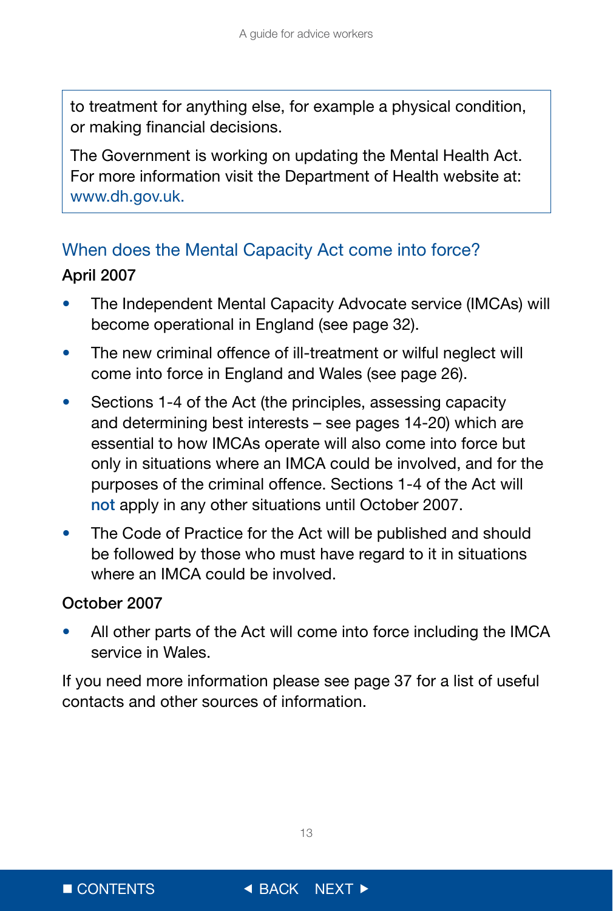to treatment for anything else, for example a physical condition, or making financial decisions.

The Government is working on updating the Mental Health Act. For more information visit the Department of Health website at: www.dh.gov.uk.

## When does the Mental Capacity Act come into force?

**April 2007**

- The Independent Mental Capacity Advocate service (IMCAs) will become operational in England (see page 32).
- The new criminal offence of ill-treatment or wilful neglect will come into force in England and Wales (see page 26).
- Sections 1-4 of the Act (the principles, assessing capacity and determining best interests – see pages 14-20) which are essential to how IMCAs operate will also come into force but only in situations where an IMCA could be involved, and for the purposes of the criminal offence. Sections 1-4 of the Act will **not** apply in any other situations until October 2007.
- The Code of Practice for the Act will be published and should be followed by those who must have regard to it in situations where an IMCA could be involved.

**October 2007**

- All other parts of the Act will come into force including the IMCA service in Wales.

If you need more information please see page 37 for a list of useful contacts and other sources of information.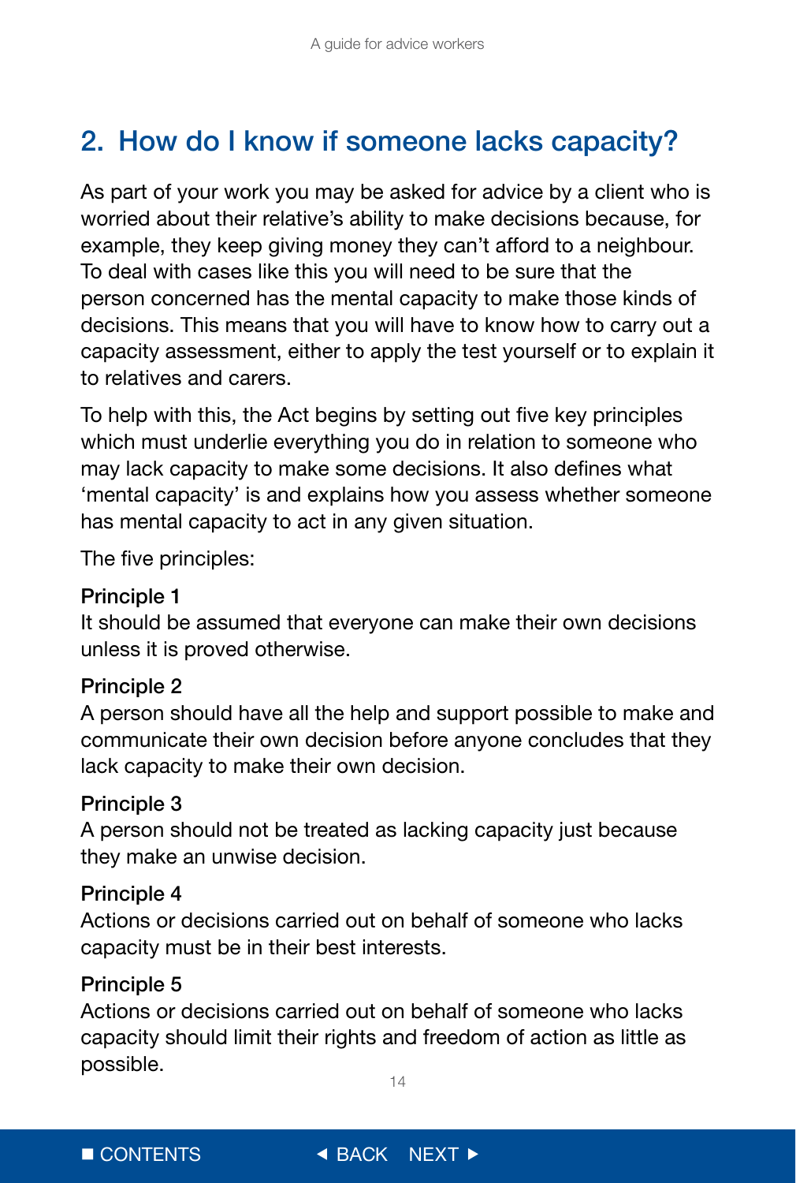## 2. How do I know if someone lacks capacity?

As part of your work you may be asked for advice by a client who is worried about their relative's ability to make decisions because, for example, they keep giving money they can't afford to a neighbour. To deal with cases like this you will need to be sure that the person concerned has the mental capacity to make those kinds of decisions. This means that you will have to know how to carry out a capacity assessment, either to apply the test yourself or to explain it to relatives and carers.

To help with this, the Act begins by setting out five key principles which must underlie everything you do in relation to someone who may lack capacity to make some decisions. It also defines what 'mental capacity' is and explains how you assess whether someone has mental capacity to act in any given situation.

The five principles:

**Principle 1**
It should be assumed that everyone can make their own decisions unless it is proved otherwise.

**Principle 2**
A person should have all the help and support possible to make and communicate their own decision before anyone concludes that they lack capacity to make their own decision.

**Principle 3**
A person should not be treated as lacking capacity just because they make an unwise decision.

**Principle 4**
Actions or decisions carried out on behalf of someone who lacks capacity must be in their best interests.

**Principle 5**
Actions or decisions carried out on behalf of someone who lacks capacity should limit their rights and freedom of action as little as possible.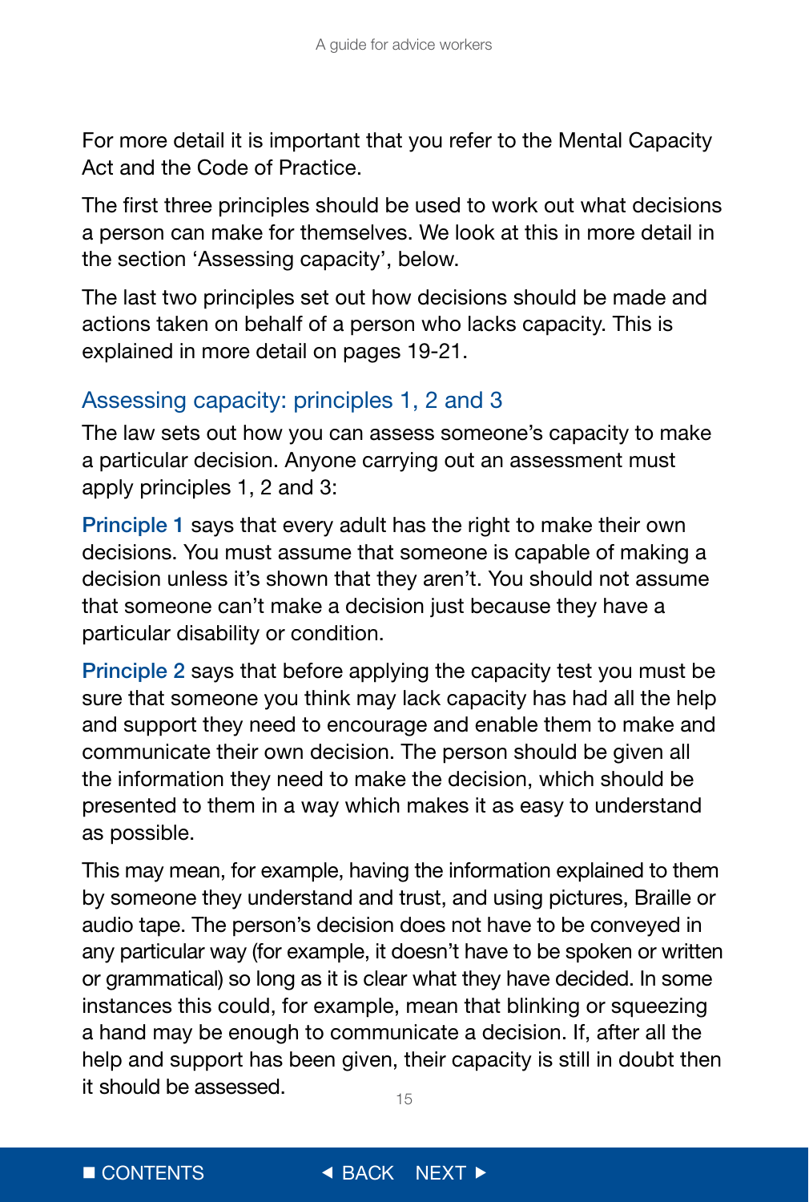For more detail it is important that you refer to the Mental Capacity Act and the Code of Practice.

The first three principles should be used to work out what decisions a person can make for themselves. We look at this in more detail in the section 'Assessing capacity', below.

The last two principles set out how decisions should be made and actions taken on behalf of a person who lacks capacity. This is explained in more detail on pages 19-21.

## Assessing capacity: principles 1, 2 and 3

The law sets out how you can assess someone's capacity to make a particular decision. Anyone carrying out an assessment must apply principles 1, 2 and 3:

**Principle 1** says that every adult has the right to make their own decisions. You must assume that someone is capable of making a decision unless it's shown that they aren't. You should not assume that someone can't make a decision just because they have a particular disability or condition.

**Principle 2** says that before applying the capacity test you must be sure that someone you think may lack capacity has had all the help and support they need to encourage and enable them to make and communicate their own decision. The person should be given all the information they need to make the decision, which should be presented to them in a way which makes it as easy to understand as possible.

This may mean, for example, having the information explained to them by someone they understand and trust, and using pictures, Braille or audio tape. The person's decision does not have to be conveyed in any particular way (for example, it doesn't have to be spoken or written or grammatical) so long as it is clear what they have decided. In some instances this could, for example, mean that blinking or squeezing a hand may be enough to communicate a decision. If, after all the help and support has been given, their capacity is still in doubt then it should be assessed.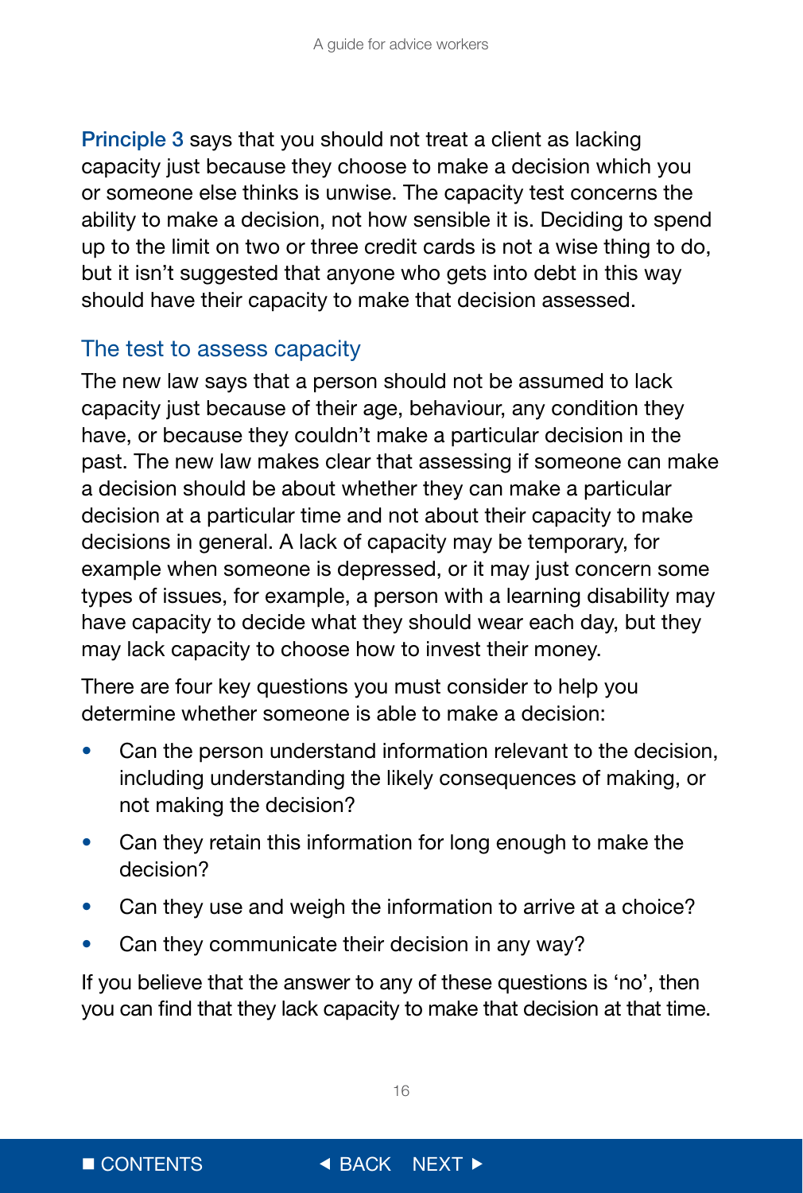**Principle 3** says that you should not treat a client as lacking capacity just because they choose to make a decision which you or someone else thinks is unwise. The capacity test concerns the ability to make a decision, not how sensible it is. Deciding to spend up to the limit on two or three credit cards is not a wise thing to do, but it isn't suggested that anyone who gets into debt in this way should have their capacity to make that decision assessed.

## The test to assess capacity

The new law says that a person should not be assumed to lack capacity just because of their age, behaviour, any condition they have, or because they couldn't make a particular decision in the past. The new law makes clear that assessing if someone can make a decision should be about whether they can make a particular decision at a particular time and not about their capacity to make decisions in general. A lack of capacity may be temporary, for example when someone is depressed, or it may just concern some types of issues, for example, a person with a learning disability may have capacity to decide what they should wear each day, but they may lack capacity to choose how to invest their money.

There are four key questions you must consider to help you determine whether someone is able to make a decision:

- Can the person understand information relevant to the decision, including understanding the likely consequences of making, or not making the decision?
- Can they retain this information for long enough to make the decision?
- Can they use and weigh the information to arrive at a choice?
- Can they communicate their decision in any way?

If you believe that the answer to any of these questions is 'no', then you can find that they lack capacity to make that decision at that time.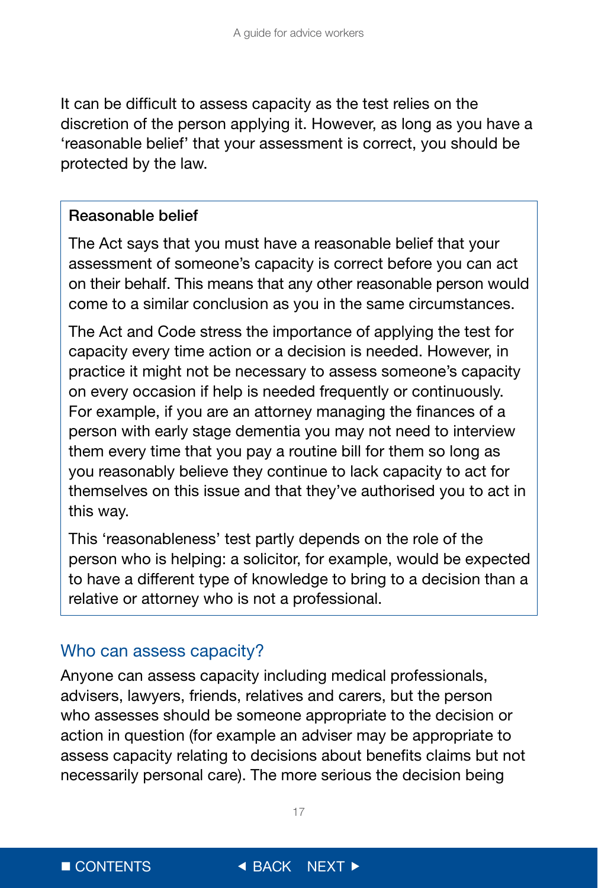It can be difficult to assess capacity as the test relies on the discretion of the person applying it. However, as long as you have a 'reasonable belief' that your assessment is correct, you should be protected by the law.

> **Reasonable belief**
>
> The Act says that you must have a reasonable belief that your assessment of someone's capacity is correct before you can act on their behalf. This means that any other reasonable person would come to a similar conclusion as you in the same circumstances.
>
> The Act and Code stress the importance of applying the test for capacity every time action or a decision is needed. However, in practice it might not be necessary to assess someone's capacity on every occasion if help is needed frequently or continuously. For example, if you are an attorney managing the finances of a person with early stage dementia you may not need to interview them every time that you pay a routine bill for them so long as you reasonably believe they continue to lack capacity to act for themselves on this issue and that they've authorised you to act in this way.
>
> This 'reasonableness' test partly depends on the role of the person who is helping: a solicitor, for example, would be expected to have a different type of knowledge to bring to a decision than a relative or attorney who is not a professional.

## Who can assess capacity?

Anyone can assess capacity including medical professionals, advisers, lawyers, friends, relatives and carers, but the person who assesses should be someone appropriate to the decision or action in question (for example an adviser may be appropriate to assess capacity relating to decisions about benefits claims but not necessarily personal care). The more serious the decision being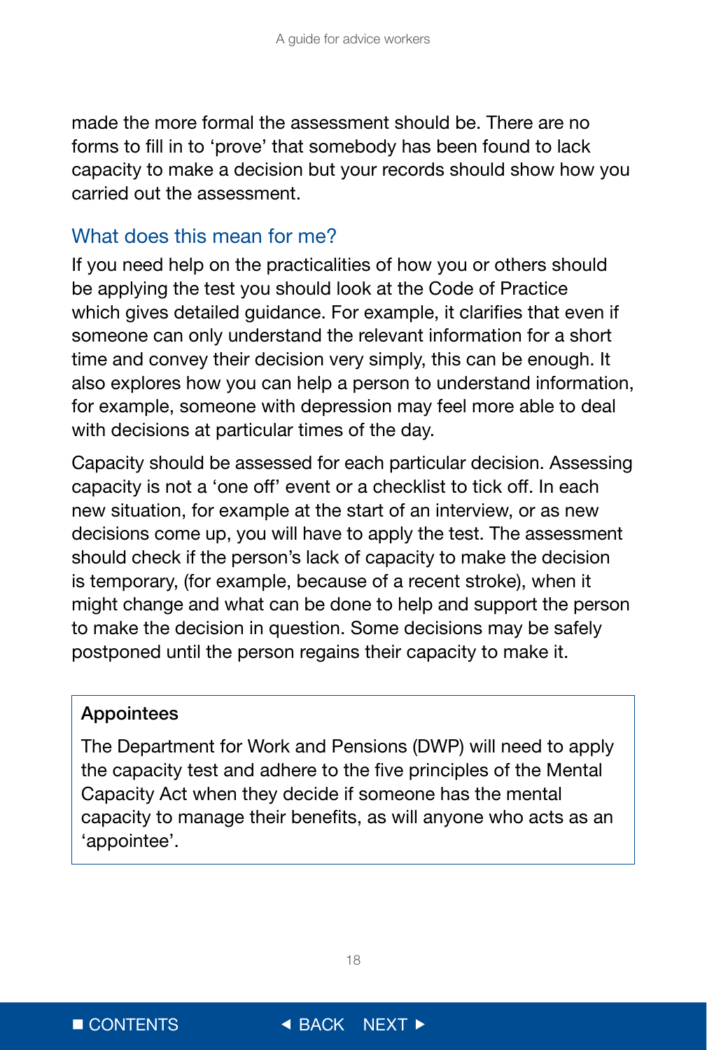made the more formal the assessment should be. There are no forms to fill in to 'prove' that somebody has been found to lack capacity to make a decision but your records should show how you carried out the assessment.

## What does this mean for me?

If you need help on the practicalities of how you or others should be applying the test you should look at the Code of Practice which gives detailed guidance. For example, it clarifies that even if someone can only understand the relevant information for a short time and convey their decision very simply, this can be enough. It also explores how you can help a person to understand information, for example, someone with depression may feel more able to deal with decisions at particular times of the day.

Capacity should be assessed for each particular decision. Assessing capacity is not a 'one off' event or a checklist to tick off. In each new situation, for example at the start of an interview, or as new decisions come up, you will have to apply the test. The assessment should check if the person's lack of capacity to make the decision is temporary, (for example, because of a recent stroke), when it might change and what can be done to help and support the person to make the decision in question. Some decisions may be safely postponed until the person regains their capacity to make it.

**Appointees**

The Department for Work and Pensions (DWP) will need to apply the capacity test and adhere to the five principles of the Mental Capacity Act when they decide if someone has the mental capacity to manage their benefits, as will anyone who acts as an 'appointee'.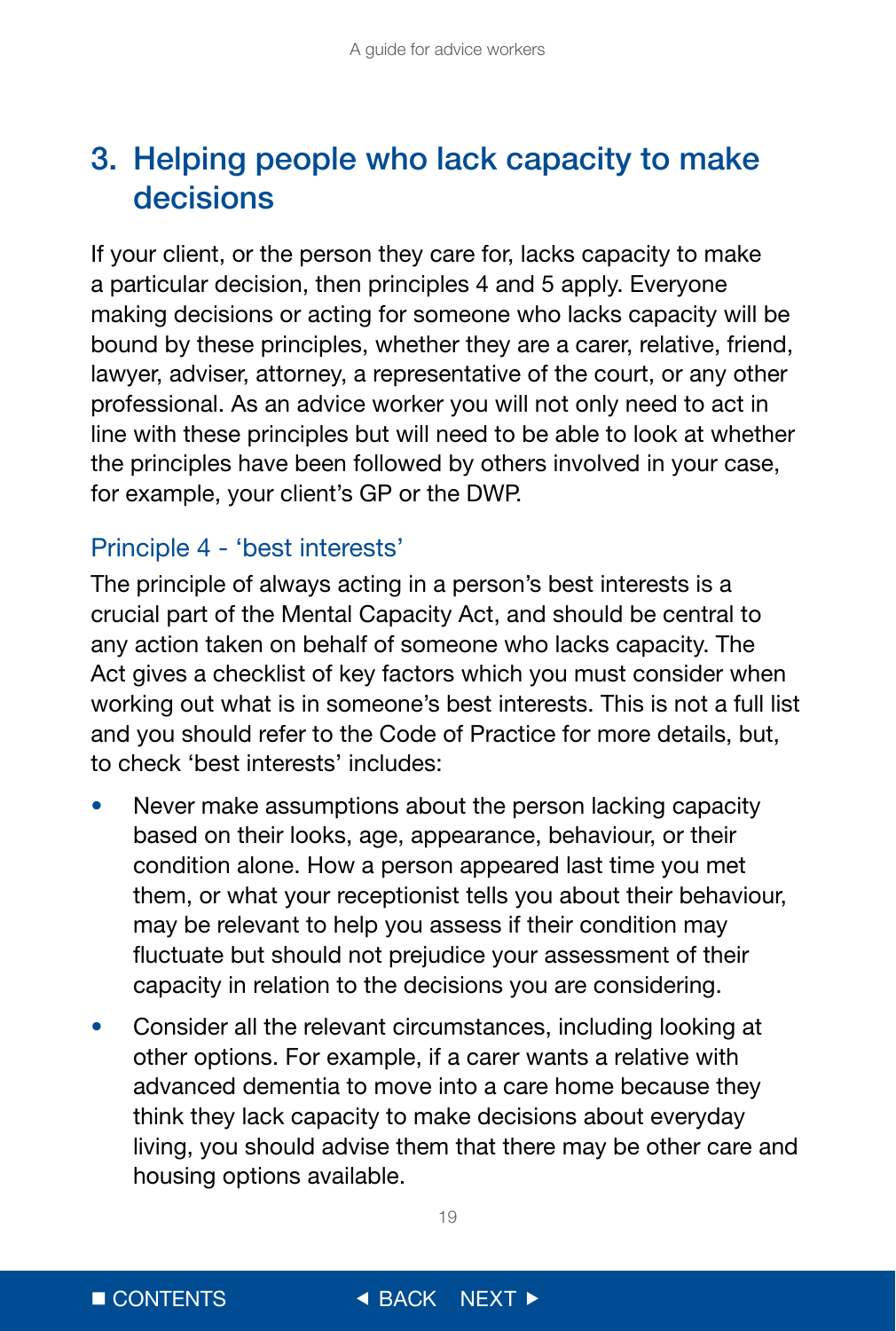## 3. Helping people who lack capacity to make decisions

If your client, or the person they care for, lacks capacity to make a particular decision, then principles 4 and 5 apply. Everyone making decisions or acting for someone who lacks capacity will be bound by these principles, whether they are a carer, relative, friend, lawyer, adviser, attorney, a representative of the court, or any other professional. As an advice worker you will not only need to act in line with these principles but will need to be able to look at whether the principles have been followed by others involved in your case, for example, your client's GP or the DWP.

### Principle 4 - 'best interests'

The principle of always acting in a person's best interests is a crucial part of the Mental Capacity Act, and should be central to any action taken on behalf of someone who lacks capacity. The Act gives a checklist of key factors which you must consider when working out what is in someone's best interests. This is not a full list and you should refer to the Code of Practice for more details, but, to check 'best interests' includes:

- Never make assumptions about the person lacking capacity based on their looks, age, appearance, behaviour, or their condition alone. How a person appeared last time you met them, or what your receptionist tells you about their behaviour, may be relevant to help you assess if their condition may fluctuate but should not prejudice your assessment of their capacity in relation to the decisions you are considering.
- Consider all the relevant circumstances, including looking at other options. For example, if a carer wants a relative with advanced dementia to move into a care home because they think they lack capacity to make decisions about everyday living, you should advise them that there may be other care and housing options available.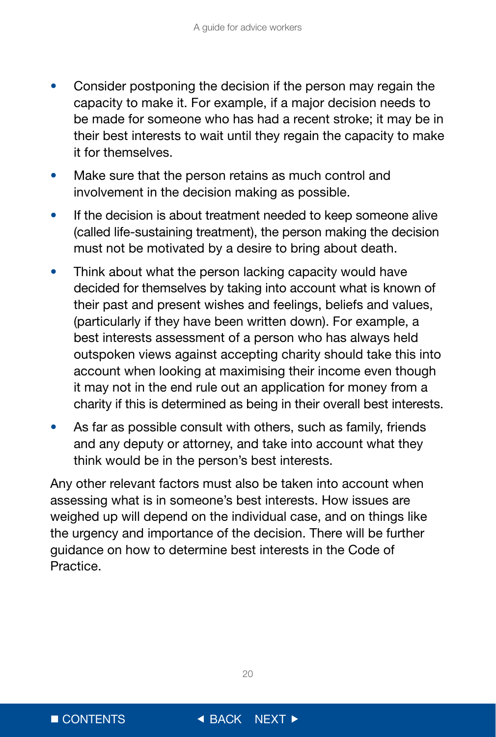- Consider postponing the decision if the person may regain the capacity to make it. For example, if a major decision needs to be made for someone who has had a recent stroke; it may be in their best interests to wait until they regain the capacity to make it for themselves.
- Make sure that the person retains as much control and involvement in the decision making as possible.
- If the decision is about treatment needed to keep someone alive (called life-sustaining treatment), the person making the decision must not be motivated by a desire to bring about death.
- Think about what the person lacking capacity would have decided for themselves by taking into account what is known of their past and present wishes and feelings, beliefs and values, (particularly if they have been written down). For example, a best interests assessment of a person who has always held outspoken views against accepting charity should take this into account when looking at maximising their income even though it may not in the end rule out an application for money from a charity if this is determined as being in their overall best interests.
- As far as possible consult with others, such as family, friends and any deputy or attorney, and take into account what they think would be in the person's best interests.

Any other relevant factors must also be taken into account when assessing what is in someone's best interests. How issues are weighed up will depend on the individual case, and on things like the urgency and importance of the decision. There will be further guidance on how to determine best interests in the Code of Practice.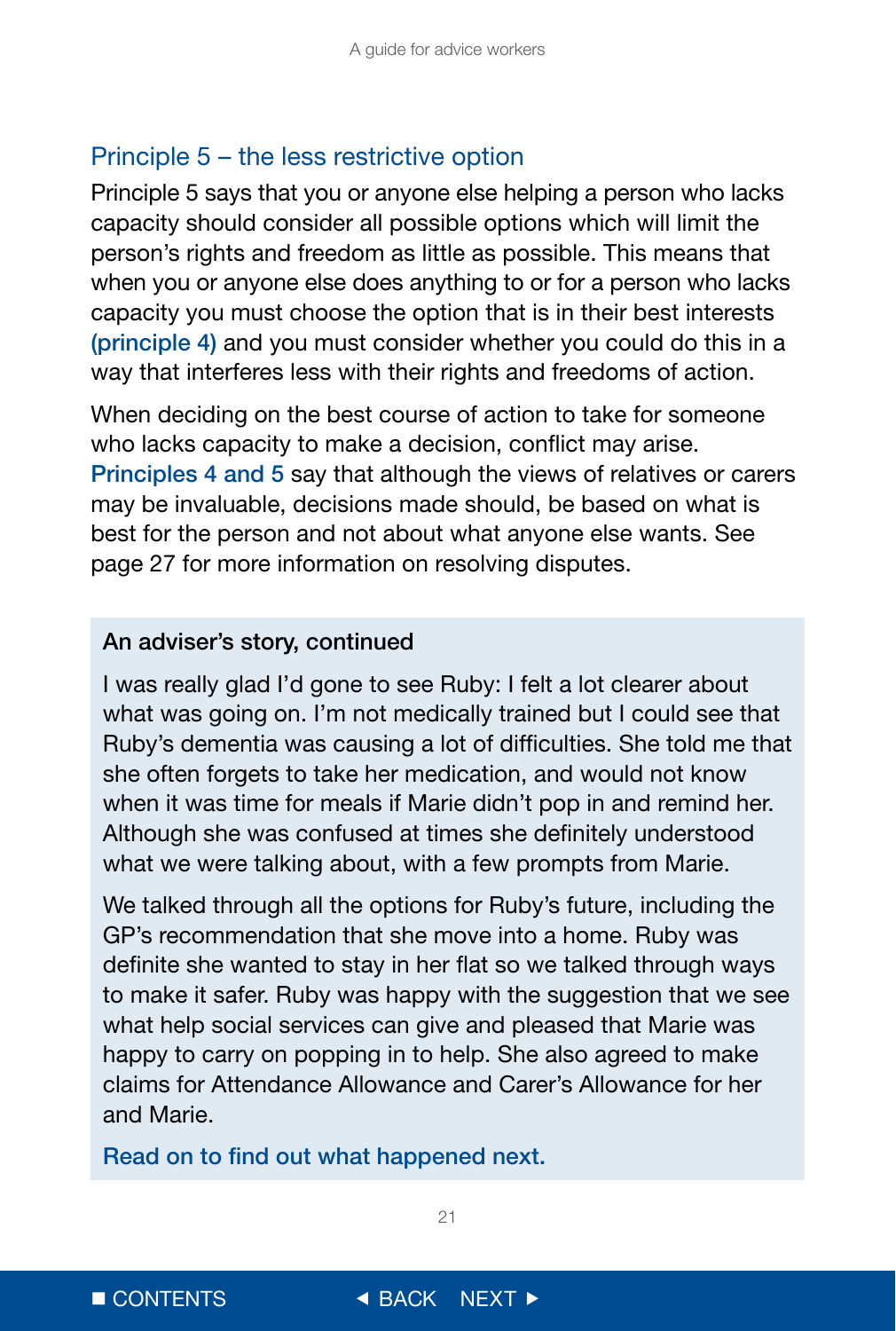## Principle 5 – the less restrictive option

Principle 5 says that you or anyone else helping a person who lacks capacity should consider all possible options which will limit the person's rights and freedom as little as possible. This means that when you or anyone else does anything to or for a person who lacks capacity you must choose the option that is in their best interests (principle 4) and you must consider whether you could do this in a way that interferes less with their rights and freedoms of action.

When deciding on the best course of action to take for someone who lacks capacity to make a decision, conflict may arise. Principles 4 and 5 say that although the views of relatives or carers may be invaluable, decisions made should, be based on what is best for the person and not about what anyone else wants. See page 27 for more information on resolving disputes.

### An adviser's story, continued

I was really glad I'd gone to see Ruby: I felt a lot clearer about what was going on. I'm not medically trained but I could see that Ruby's dementia was causing a lot of difficulties. She told me that she often forgets to take her medication, and would not know when it was time for meals if Marie didn't pop in and remind her. Although she was confused at times she definitely understood what we were talking about, with a few prompts from Marie.

We talked through all the options for Ruby's future, including the GP's recommendation that she move into a home. Ruby was definite she wanted to stay in her flat so we talked through ways to make it safer. Ruby was happy with the suggestion that we see what help social services can give and pleased that Marie was happy to carry on popping in to help. She also agreed to make claims for Attendance Allowance and Carer's Allowance for her and Marie.

Read on to find out what happened next.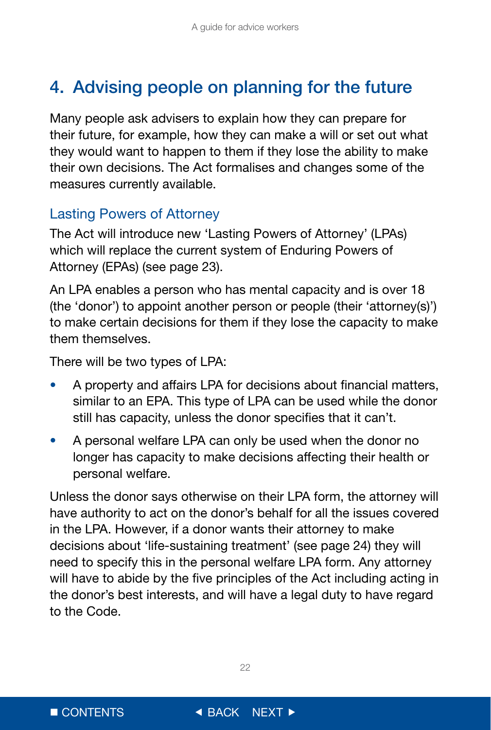# 4. Advising people on planning for the future

Many people ask advisers to explain how they can prepare for their future, for example, how they can make a will or set out what they would want to happen to them if they lose the ability to make their own decisions. The Act formalises and changes some of the measures currently available.

## Lasting Powers of Attorney

The Act will introduce new 'Lasting Powers of Attorney' (LPAs) which will replace the current system of Enduring Powers of Attorney (EPAs) (see page 23).

An LPA enables a person who has mental capacity and is over 18 (the 'donor') to appoint another person or people (their 'attorney(s)') to make certain decisions for them if they lose the capacity to make them themselves.

There will be two types of LPA:

- A property and affairs LPA for decisions about financial matters, similar to an EPA. This type of LPA can be used while the donor still has capacity, unless the donor specifies that it can't.
- A personal welfare LPA can only be used when the donor no longer has capacity to make decisions affecting their health or personal welfare.

Unless the donor says otherwise on their LPA form, the attorney will have authority to act on the donor's behalf for all the issues covered in the LPA. However, if a donor wants their attorney to make decisions about 'life-sustaining treatment' (see page 24) they will need to specify this in the personal welfare LPA form. Any attorney will have to abide by the five principles of the Act including acting in the donor's best interests, and will have a legal duty to have regard to the Code.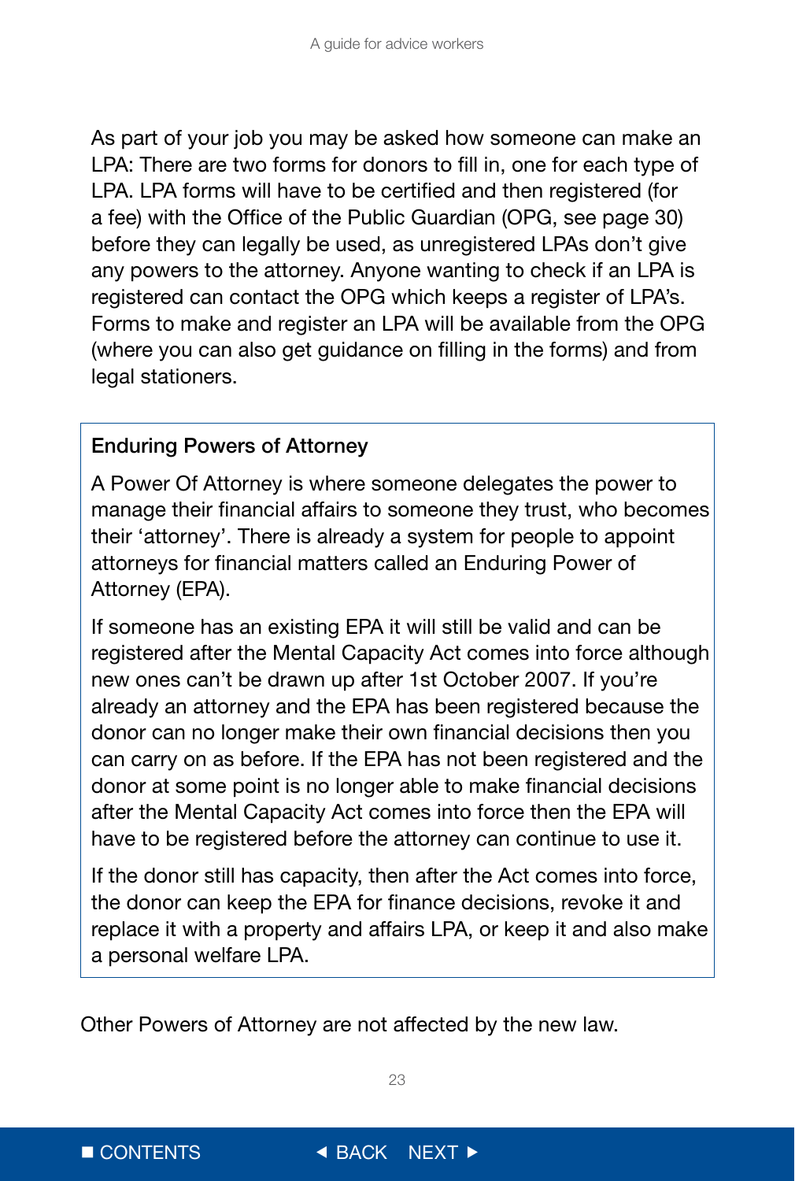As part of your job you may be asked how someone can make an LPA: There are two forms for donors to fill in, one for each type of LPA. LPA forms will have to be certified and then registered (for a fee) with the Office of the Public Guardian (OPG, see page 30) before they can legally be used, as unregistered LPAs don't give any powers to the attorney. Anyone wanting to check if an LPA is registered can contact the OPG which keeps a register of LPA's. Forms to make and register an LPA will be available from the OPG (where you can also get guidance on filling in the forms) and from legal stationers.

### Enduring Powers of Attorney

A Power Of Attorney is where someone delegates the power to manage their financial affairs to someone they trust, who becomes their 'attorney'. There is already a system for people to appoint attorneys for financial matters called an Enduring Power of Attorney (EPA).

If someone has an existing EPA it will still be valid and can be registered after the Mental Capacity Act comes into force although new ones can't be drawn up after 1st October 2007. If you're already an attorney and the EPA has been registered because the donor can no longer make their own financial decisions then you can carry on as before. If the EPA has not been registered and the donor at some point is no longer able to make financial decisions after the Mental Capacity Act comes into force then the EPA will have to be registered before the attorney can continue to use it.

If the donor still has capacity, then after the Act comes into force, the donor can keep the EPA for finance decisions, revoke it and replace it with a property and affairs LPA, or keep it and also make a personal welfare LPA.

Other Powers of Attorney are not affected by the new law.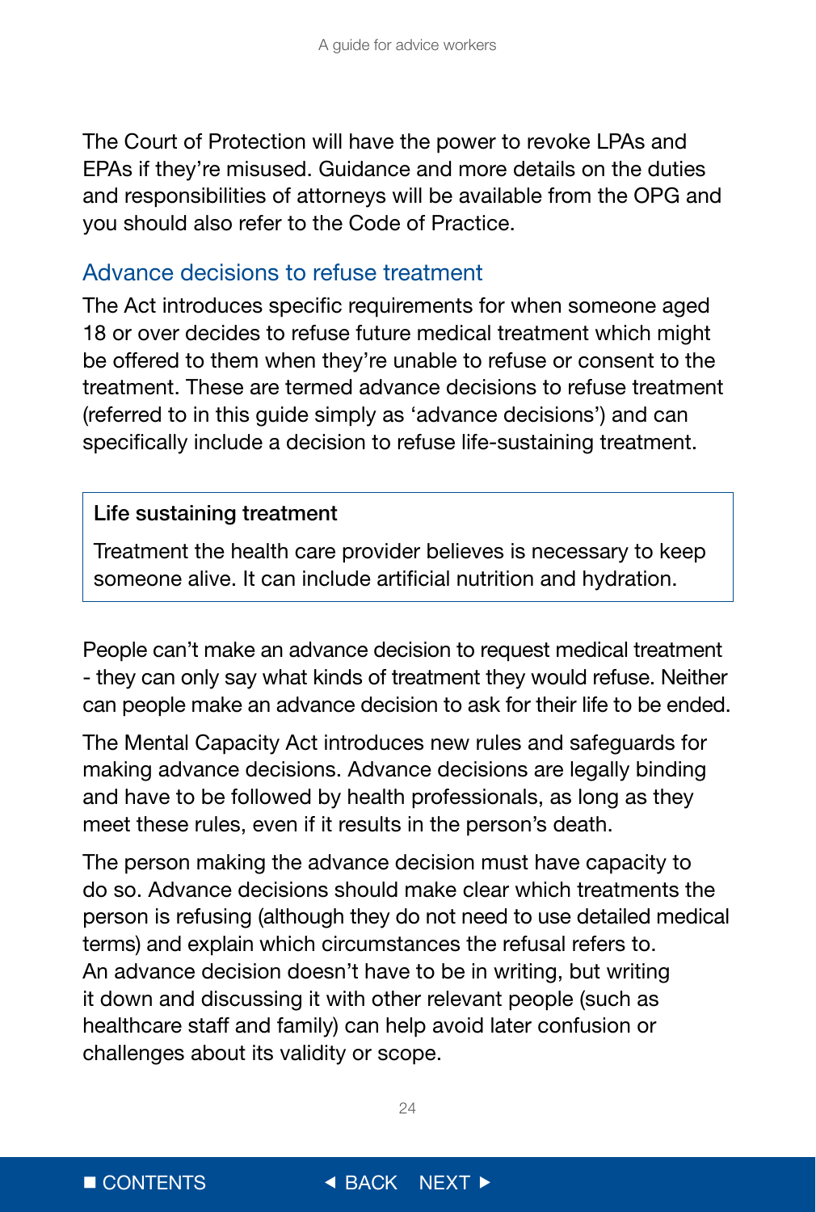The Court of Protection will have the power to revoke LPAs and EPAs if they're misused. Guidance and more details on the duties and responsibilities of attorneys will be available from the OPG and you should also refer to the Code of Practice.

## Advance decisions to refuse treatment

The Act introduces specific requirements for when someone aged 18 or over decides to refuse future medical treatment which might be offered to them when they're unable to refuse or consent to the treatment. These are termed advance decisions to refuse treatment (referred to in this guide simply as 'advance decisions') and can specifically include a decision to refuse life-sustaining treatment.

> **Life sustaining treatment**
>
> Treatment the health care provider believes is necessary to keep someone alive. It can include artificial nutrition and hydration.

People can't make an advance decision to request medical treatment - they can only say what kinds of treatment they would refuse. Neither can people make an advance decision to ask for their life to be ended.

The Mental Capacity Act introduces new rules and safeguards for making advance decisions. Advance decisions are legally binding and have to be followed by health professionals, as long as they meet these rules, even if it results in the person's death.

The person making the advance decision must have capacity to do so. Advance decisions should make clear which treatments the person is refusing (although they do not need to use detailed medical terms) and explain which circumstances the refusal refers to. An advance decision doesn't have to be in writing, but writing it down and discussing it with other relevant people (such as healthcare staff and family) can help avoid later confusion or challenges about its validity or scope.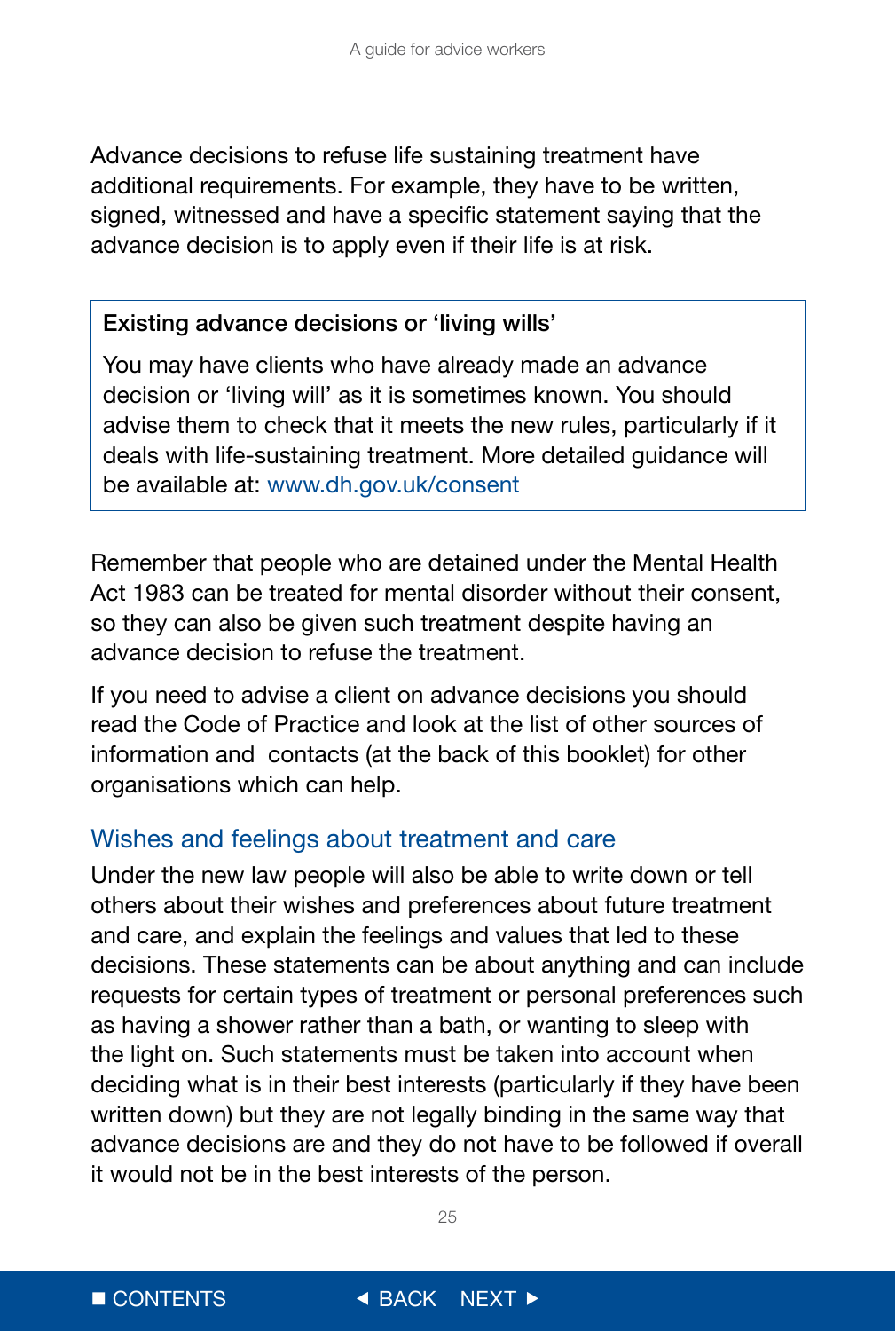Advance decisions to refuse life sustaining treatment have additional requirements. For example, they have to be written, signed, witnessed and have a specific statement saying that the advance decision is to apply even if their life is at risk.

> **Existing advance decisions or 'living wills'**
>
> You may have clients who have already made an advance decision or 'living will' as it is sometimes known. You should advise them to check that it meets the new rules, particularly if it deals with life-sustaining treatment. More detailed guidance will be available at: www.dh.gov.uk/consent

Remember that people who are detained under the Mental Health Act 1983 can be treated for mental disorder without their consent, so they can also be given such treatment despite having an advance decision to refuse the treatment.

If you need to advise a client on advance decisions you should read the Code of Practice and look at the list of other sources of information and contacts (at the back of this booklet) for other organisations which can help.

## Wishes and feelings about treatment and care

Under the new law people will also be able to write down or tell others about their wishes and preferences about future treatment and care, and explain the feelings and values that led to these decisions. These statements can be about anything and can include requests for certain types of treatment or personal preferences such as having a shower rather than a bath, or wanting to sleep with the light on. Such statements must be taken into account when deciding what is in their best interests (particularly if they have been written down) but they are not legally binding in the same way that advance decisions are and they do not have to be followed if overall it would not be in the best interests of the person.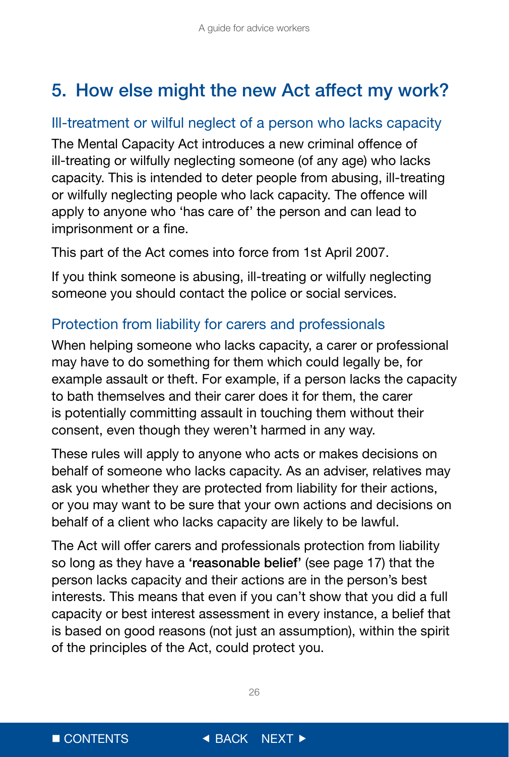## 5. How else might the new Act affect my work?

### Ill-treatment or wilful neglect of a person who lacks capacity

The Mental Capacity Act introduces a new criminal offence of ill-treating or wilfully neglecting someone (of any age) who lacks capacity. This is intended to deter people from abusing, ill-treating or wilfully neglecting people who lack capacity. The offence will apply to anyone who 'has care of' the person and can lead to imprisonment or a fine.

This part of the Act comes into force from 1st April 2007.

If you think someone is abusing, ill-treating or wilfully neglecting someone you should contact the police or social services.

### Protection from liability for carers and professionals

When helping someone who lacks capacity, a carer or professional may have to do something for them which could legally be, for example assault or theft. For example, if a person lacks the capacity to bath themselves and their carer does it for them, the carer is potentially committing assault in touching them without their consent, even though they weren't harmed in any way.

These rules will apply to anyone who acts or makes decisions on behalf of someone who lacks capacity. As an adviser, relatives may ask you whether they are protected from liability for their actions, or you may want to be sure that your own actions and decisions on behalf of a client who lacks capacity are likely to be lawful.

The Act will offer carers and professionals protection from liability so long as they have a **'reasonable belief'** (see page 17) that the person lacks capacity and their actions are in the person's best interests. This means that even if you can't show that you did a full capacity or best interest assessment in every instance, a belief that is based on good reasons (not just an assumption), within the spirit of the principles of the Act, could protect you.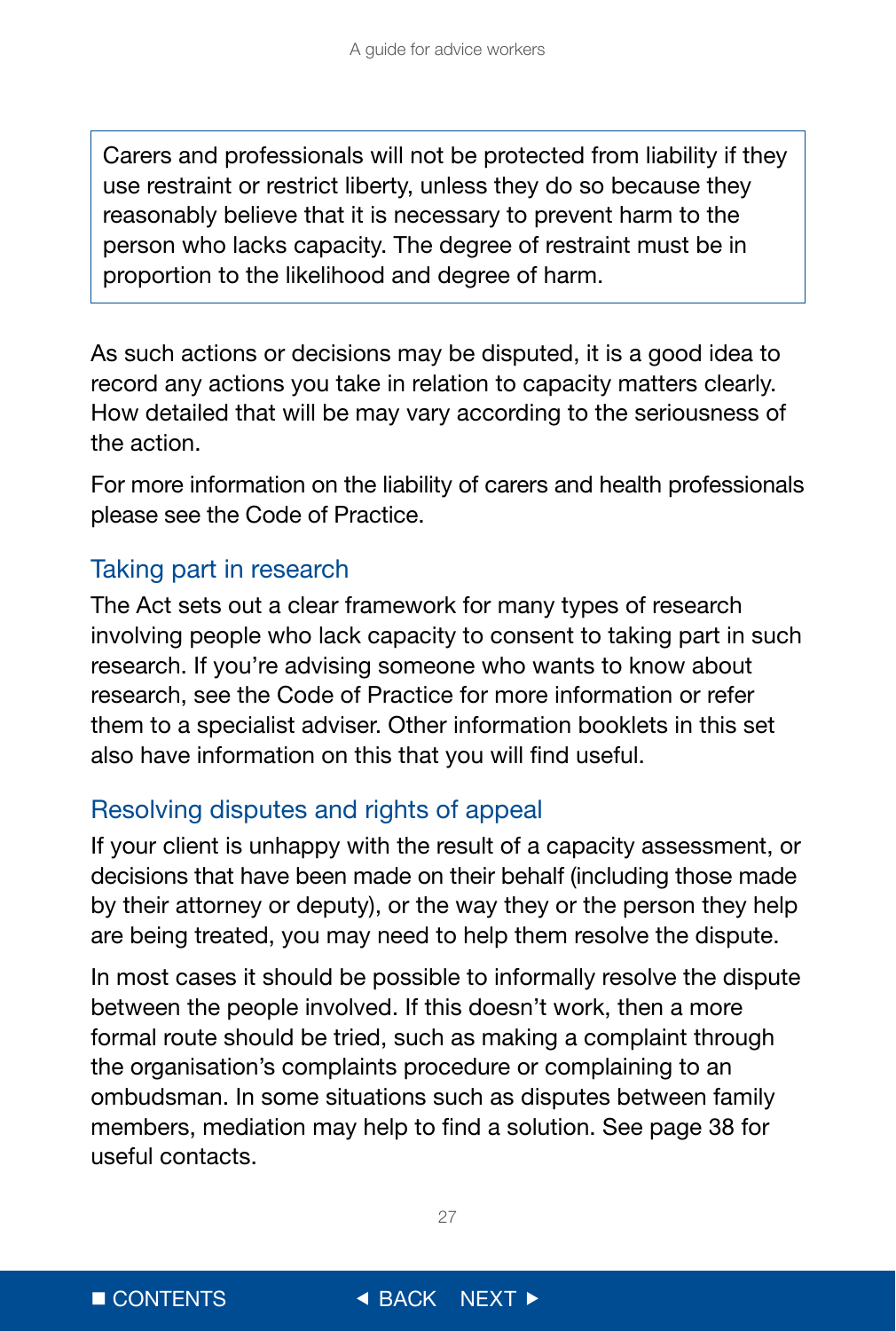> Carers and professionals will not be protected from liability if they use restraint or restrict liberty, unless they do so because they reasonably believe that it is necessary to prevent harm to the person who lacks capacity. The degree of restraint must be in proportion to the likelihood and degree of harm.

As such actions or decisions may be disputed, it is a good idea to record any actions you take in relation to capacity matters clearly. How detailed that will be may vary according to the seriousness of the action.

For more information on the liability of carers and health professionals please see the Code of Practice.

## Taking part in research

The Act sets out a clear framework for many types of research involving people who lack capacity to consent to taking part in such research. If you're advising someone who wants to know about research, see the Code of Practice for more information or refer them to a specialist adviser. Other information booklets in this set also have information on this that you will find useful.

## Resolving disputes and rights of appeal

If your client is unhappy with the result of a capacity assessment, or decisions that have been made on their behalf (including those made by their attorney or deputy), or the way they or the person they help are being treated, you may need to help them resolve the dispute.

In most cases it should be possible to informally resolve the dispute between the people involved. If this doesn't work, then a more formal route should be tried, such as making a complaint through the organisation's complaints procedure or complaining to an ombudsman. In some situations such as disputes between family members, mediation may help to find a solution. See page 38 for useful contacts.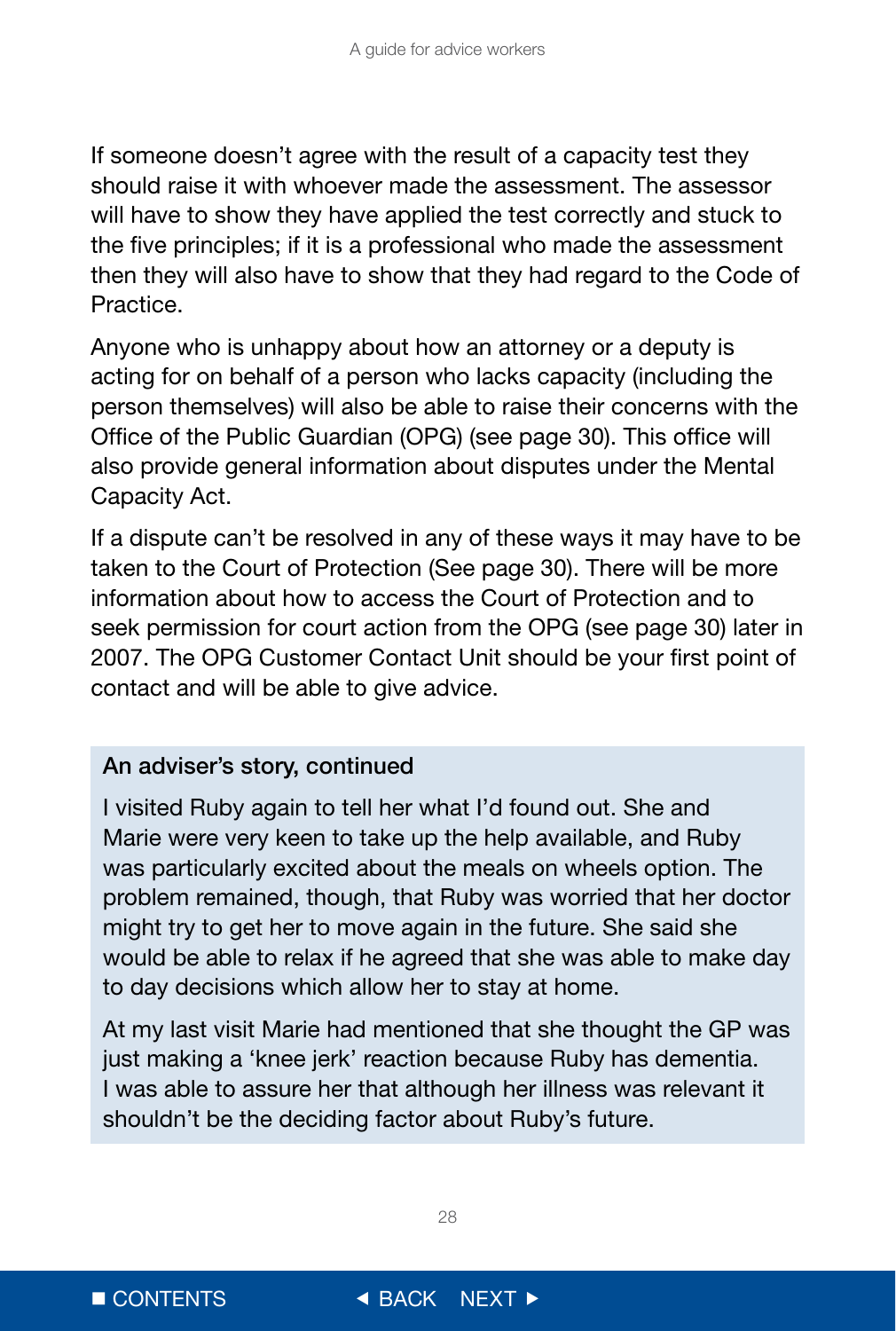If someone doesn't agree with the result of a capacity test they should raise it with whoever made the assessment. The assessor will have to show they have applied the test correctly and stuck to the five principles; if it is a professional who made the assessment then they will also have to show that they had regard to the Code of Practice.

Anyone who is unhappy about how an attorney or a deputy is acting for on behalf of a person who lacks capacity (including the person themselves) will also be able to raise their concerns with the Office of the Public Guardian (OPG) (see page 30). This office will also provide general information about disputes under the Mental Capacity Act.

If a dispute can't be resolved in any of these ways it may have to be taken to the Court of Protection (See page 30). There will be more information about how to access the Court of Protection and to seek permission for court action from the OPG (see page 30) later in 2007. The OPG Customer Contact Unit should be your first point of contact and will be able to give advice.

**An adviser's story, continued**

I visited Ruby again to tell her what I'd found out. She and Marie were very keen to take up the help available, and Ruby was particularly excited about the meals on wheels option. The problem remained, though, that Ruby was worried that her doctor might try to get her to move again in the future. She said she would be able to relax if he agreed that she was able to make day to day decisions which allow her to stay at home.

At my last visit Marie had mentioned that she thought the GP was just making a 'knee jerk' reaction because Ruby has dementia. I was able to assure her that although her illness was relevant it shouldn't be the deciding factor about Ruby's future.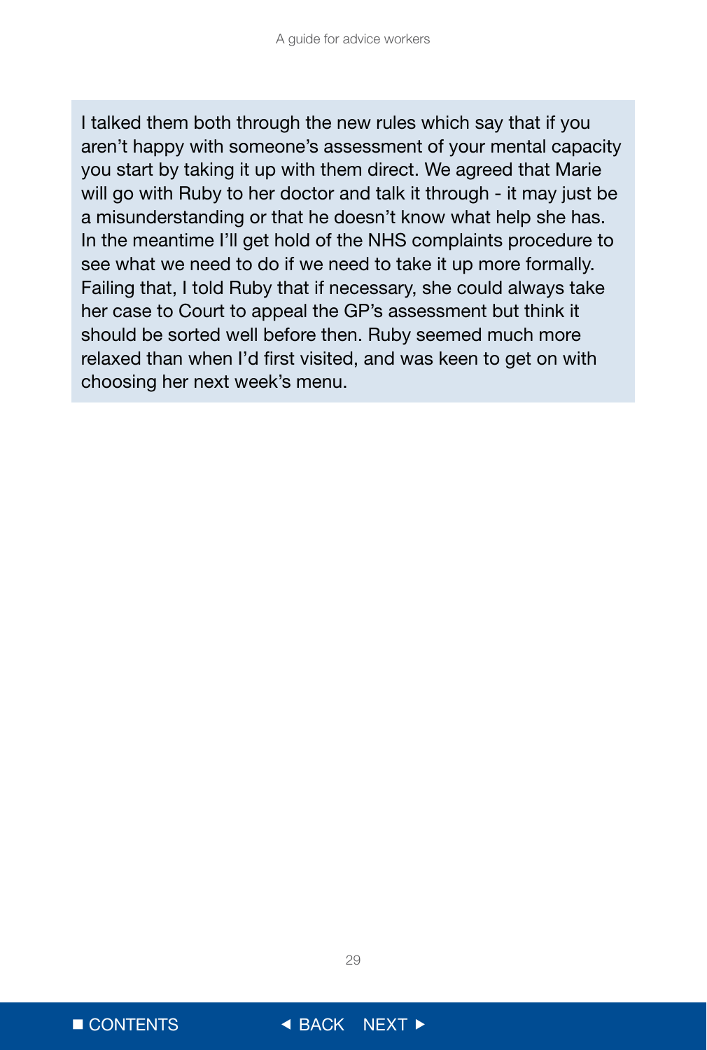I talked them both through the new rules which say that if you aren't happy with someone's assessment of your mental capacity you start by taking it up with them direct. We agreed that Marie will go with Ruby to her doctor and talk it through - it may just be a misunderstanding or that he doesn't know what help she has. In the meantime I'll get hold of the NHS complaints procedure to see what we need to do if we need to take it up more formally. Failing that, I told Ruby that if necessary, she could always take her case to Court to appeal the GP's assessment but think it should be sorted well before then. Ruby seemed much more relaxed than when I'd first visited, and was keen to get on with choosing her next week's menu.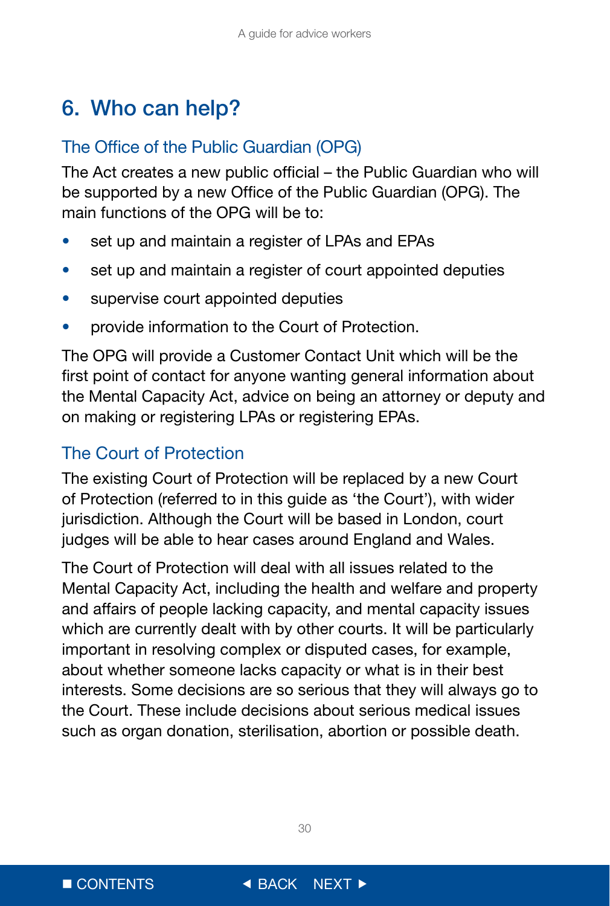# 6. Who can help?

## The Office of the Public Guardian (OPG)

The Act creates a new public official – the Public Guardian who will be supported by a new Office of the Public Guardian (OPG). The main functions of the OPG will be to:

- set up and maintain a register of LPAs and EPAs
- set up and maintain a register of court appointed deputies
- supervise court appointed deputies
- provide information to the Court of Protection.

The OPG will provide a Customer Contact Unit which will be the first point of contact for anyone wanting general information about the Mental Capacity Act, advice on being an attorney or deputy and on making or registering LPAs or registering EPAs.

## The Court of Protection

The existing Court of Protection will be replaced by a new Court of Protection (referred to in this guide as 'the Court'), with wider jurisdiction. Although the Court will be based in London, court judges will be able to hear cases around England and Wales.

The Court of Protection will deal with all issues related to the Mental Capacity Act, including the health and welfare and property and affairs of people lacking capacity, and mental capacity issues which are currently dealt with by other courts. It will be particularly important in resolving complex or disputed cases, for example, about whether someone lacks capacity or what is in their best interests. Some decisions are so serious that they will always go to the Court. These include decisions about serious medical issues such as organ donation, sterilisation, abortion or possible death.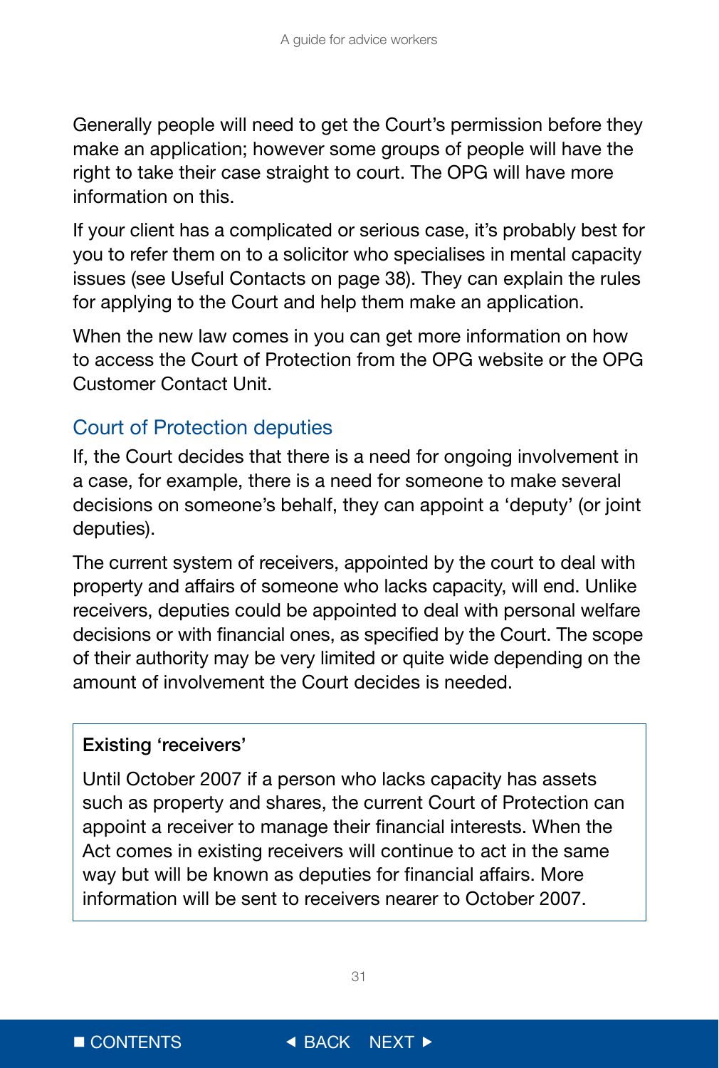Generally people will need to get the Court's permission before they make an application; however some groups of people will have the right to take their case straight to court. The OPG will have more information on this.

If your client has a complicated or serious case, it's probably best for you to refer them on to a solicitor who specialises in mental capacity issues (see Useful Contacts on page 38). They can explain the rules for applying to the Court and help them make an application.

When the new law comes in you can get more information on how to access the Court of Protection from the OPG website or the OPG Customer Contact Unit.

## Court of Protection deputies

If, the Court decides that there is a need for ongoing involvement in a case, for example, there is a need for someone to make several decisions on someone's behalf, they can appoint a 'deputy' (or joint deputies).

The current system of receivers, appointed by the court to deal with property and affairs of someone who lacks capacity, will end. Unlike receivers, deputies could be appointed to deal with personal welfare decisions or with financial ones, as specified by the Court. The scope of their authority may be very limited or quite wide depending on the amount of involvement the Court decides is needed.

**Existing 'receivers'**

Until October 2007 if a person who lacks capacity has assets such as property and shares, the current Court of Protection can appoint a receiver to manage their financial interests. When the Act comes in existing receivers will continue to act in the same way but will be known as deputies for financial affairs. More information will be sent to receivers nearer to October 2007.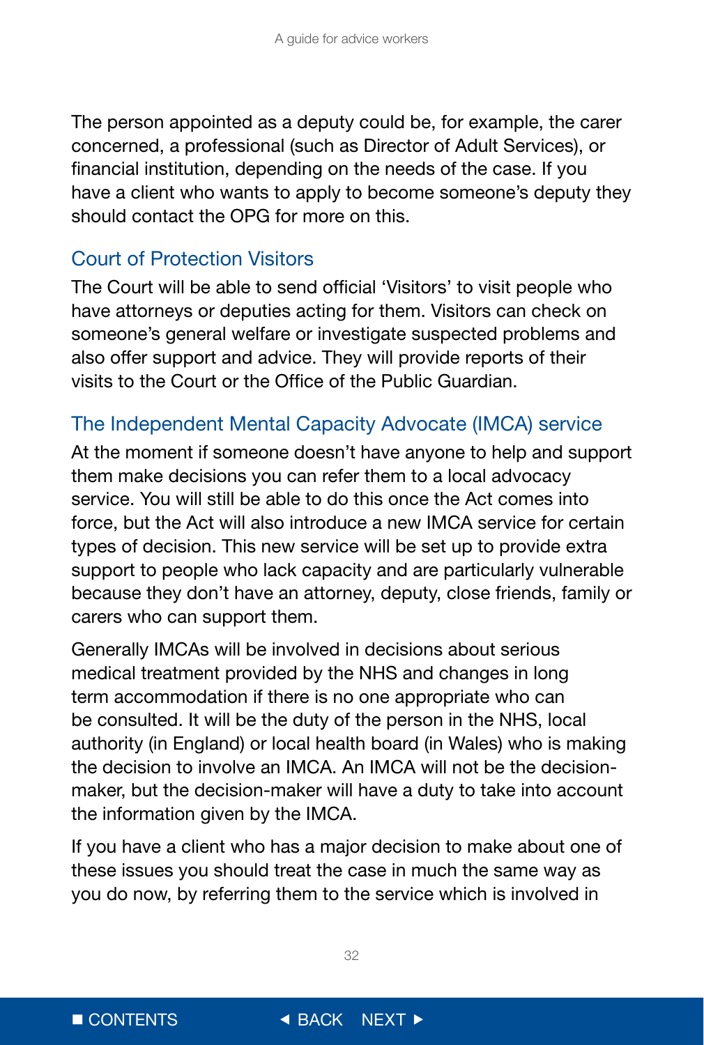The person appointed as a deputy could be, for example, the carer concerned, a professional (such as Director of Adult Services), or financial institution, depending on the needs of the case. If you have a client who wants to apply to become someone's deputy they should contact the OPG for more on this.

## Court of Protection Visitors

The Court will be able to send official 'Visitors' to visit people who have attorneys or deputies acting for them. Visitors can check on someone's general welfare or investigate suspected problems and also offer support and advice. They will provide reports of their visits to the Court or the Office of the Public Guardian.

## The Independent Mental Capacity Advocate (IMCA) service

At the moment if someone doesn't have anyone to help and support them make decisions you can refer them to a local advocacy service. You will still be able to do this once the Act comes into force, but the Act will also introduce a new IMCA service for certain types of decision. This new service will be set up to provide extra support to people who lack capacity and are particularly vulnerable because they don't have an attorney, deputy, close friends, family or carers who can support them.

Generally IMCAs will be involved in decisions about serious medical treatment provided by the NHS and changes in long term accommodation if there is no one appropriate who can be consulted. It will be the duty of the person in the NHS, local authority (in England) or local health board (in Wales) who is making the decision to involve an IMCA. An IMCA will not be the decision-maker, but the decision-maker will have a duty to take into account the information given by the IMCA.

If you have a client who has a major decision to make about one of these issues you should treat the case in much the same way as you do now, by referring them to the service which is involved in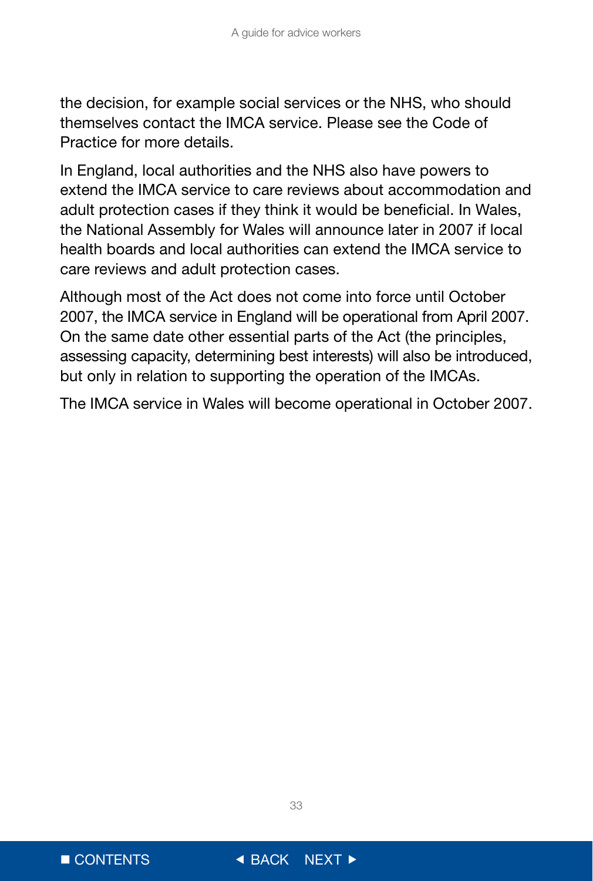the decision, for example social services or the NHS, who should themselves contact the IMCA service. Please see the Code of Practice for more details.

In England, local authorities and the NHS also have powers to extend the IMCA service to care reviews about accommodation and adult protection cases if they think it would be beneficial. In Wales, the National Assembly for Wales will announce later in 2007 if local health boards and local authorities can extend the IMCA service to care reviews and adult protection cases.

Although most of the Act does not come into force until October 2007, the IMCA service in England will be operational from April 2007. On the same date other essential parts of the Act (the principles, assessing capacity, determining best interests) will also be introduced, but only in relation to supporting the operation of the IMCAs.

The IMCA service in Wales will become operational in October 2007.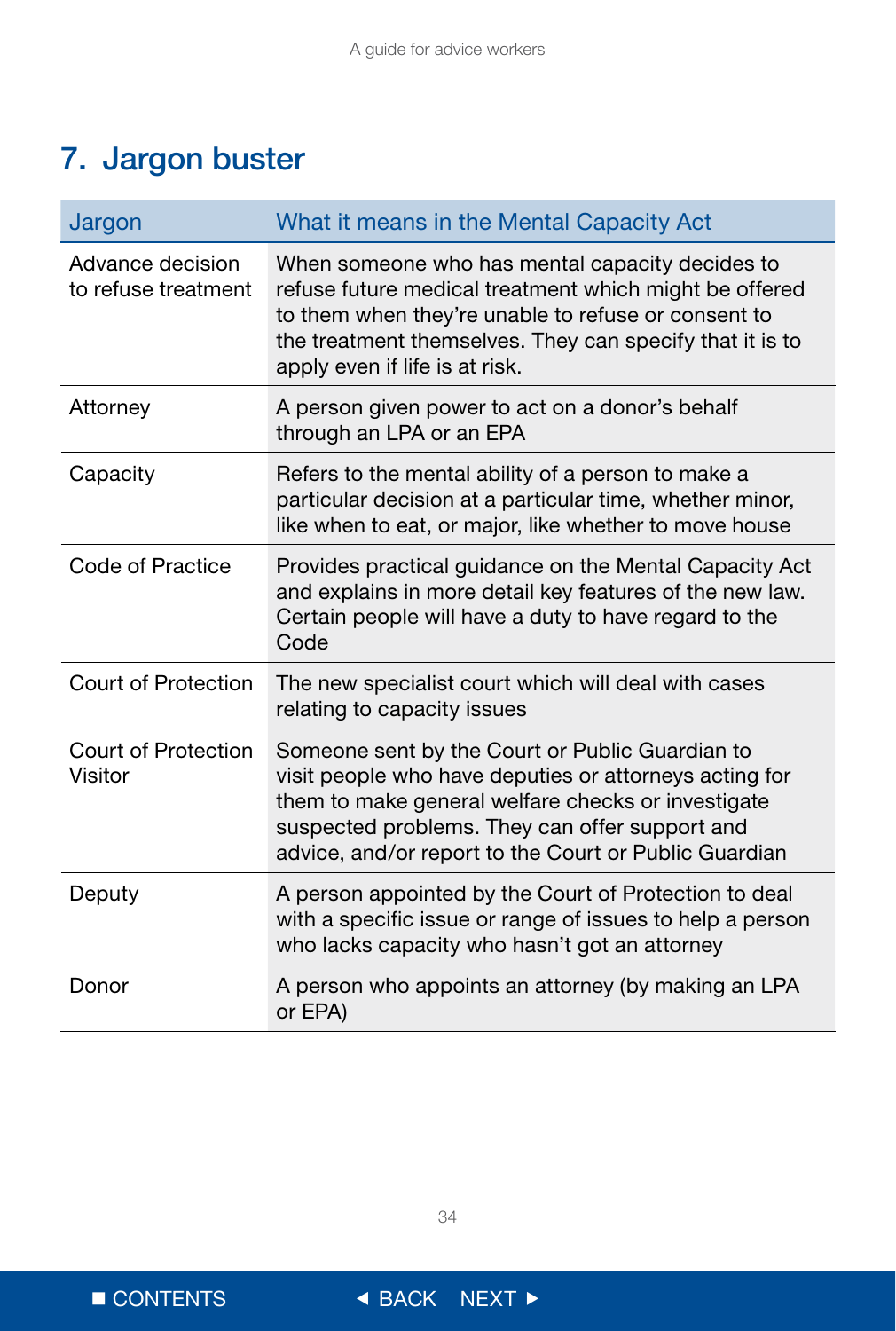## 7. Jargon buster

| Jargon | What it means in the Mental Capacity Act |
|---|---|
| Advance decision to refuse treatment | When someone who has mental capacity decides to refuse future medical treatment which might be offered to them when they're unable to refuse or consent to the treatment themselves. They can specify that it is to apply even if life is at risk. |
| Attorney | A person given power to act on a donor's behalf through an LPA or an EPA |
| Capacity | Refers to the mental ability of a person to make a particular decision at a particular time, whether minor, like when to eat, or major, like whether to move house |
| Code of Practice | Provides practical guidance on the Mental Capacity Act and explains in more detail key features of the new law. Certain people will have a duty to have regard to the Code |
| Court of Protection | The new specialist court which will deal with cases relating to capacity issues |
| Court of Protection Visitor | Someone sent by the Court or Public Guardian to visit people who have deputies or attorneys acting for them to make general welfare checks or investigate suspected problems. They can offer support and advice, and/or report to the Court or Public Guardian |
| Deputy | A person appointed by the Court of Protection to deal with a specific issue or range of issues to help a person who lacks capacity who hasn't got an attorney |
| Donor | A person who appoints an attorney (by making an LPA or EPA) |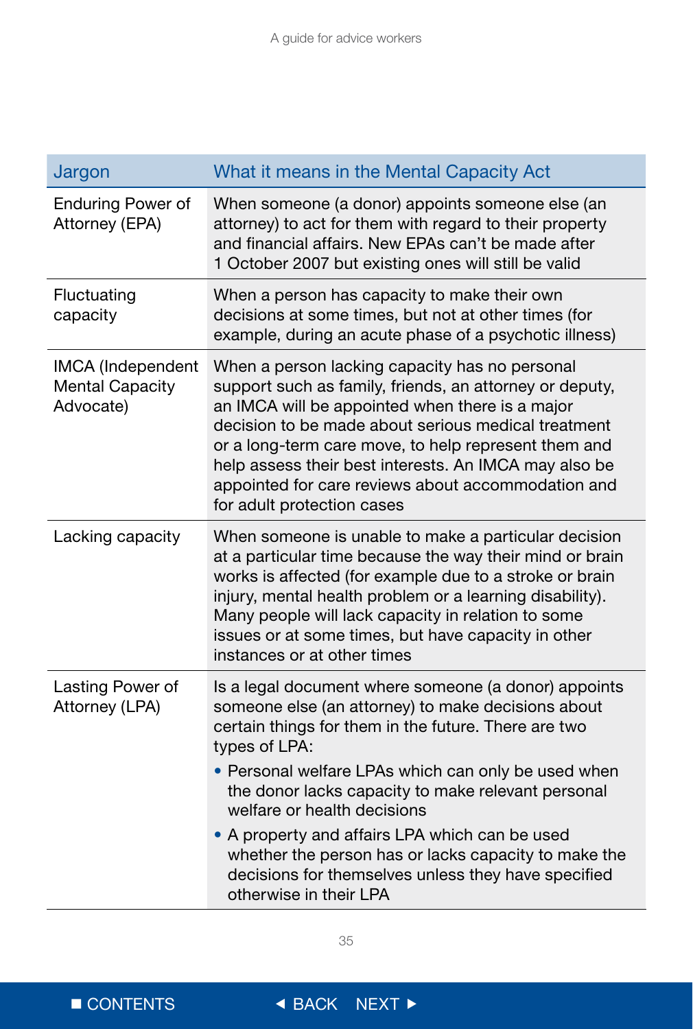| Jargon | What it means in the Mental Capacity Act |
|---|---|
| Enduring Power of Attorney (EPA) | When someone (a donor) appoints someone else (an attorney) to act for them with regard to their property and financial affairs. New EPAs can't be made after 1 October 2007 but existing ones will still be valid |
| Fluctuating capacity | When a person has capacity to make their own decisions at some times, but not at other times (for example, during an acute phase of a psychotic illness) |
| IMCA (Independent Mental Capacity Advocate) | When a person lacking capacity has no personal support such as family, friends, an attorney or deputy, an IMCA will be appointed when there is a major decision to be made about serious medical treatment or a long-term care move, to help represent them and help assess their best interests. An IMCA may also be appointed for care reviews about accommodation and for adult protection cases |
| Lacking capacity | When someone is unable to make a particular decision at a particular time because the way their mind or brain works is affected (for example due to a stroke or brain injury, mental health problem or a learning disability). Many people will lack capacity in relation to some issues or at some times, but have capacity in other instances or at other times |
| Lasting Power of Attorney (LPA) | Is a legal document where someone (a donor) appoints someone else (an attorney) to make decisions about certain things for them in the future. There are two types of LPA:<br>• Personal welfare LPAs which can only be used when the donor lacks capacity to make relevant personal welfare or health decisions<br>• A property and affairs LPA which can be used whether the person has or lacks capacity to make the decisions for themselves unless they have specified otherwise in their LPA |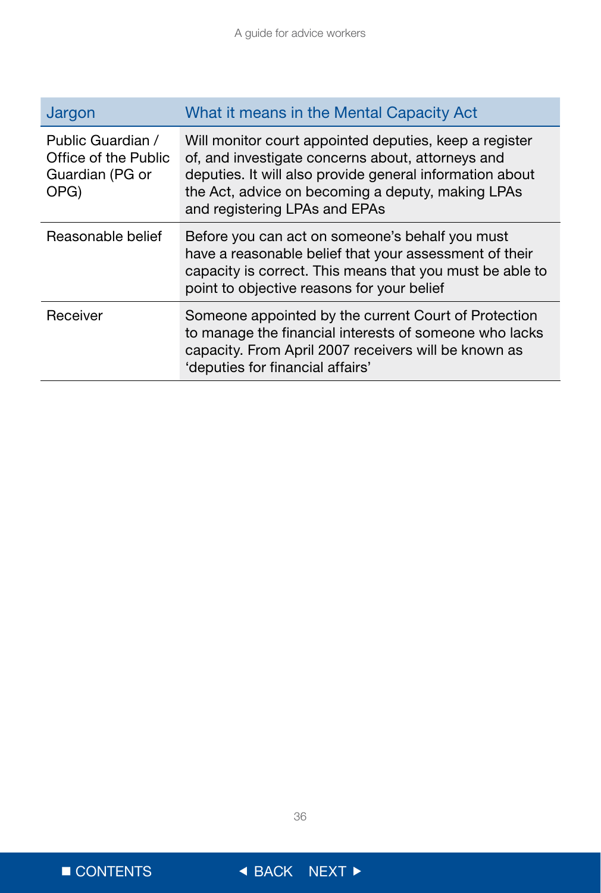| Jargon | What it means in the Mental Capacity Act |
|---|---|
| Public Guardian / Office of the Public Guardian (PG or OPG) | Will monitor court appointed deputies, keep a register of, and investigate concerns about, attorneys and deputies. It will also provide general information about the Act, advice on becoming a deputy, making LPAs and registering LPAs and EPAs |
| Reasonable belief | Before you can act on someone's behalf you must have a reasonable belief that your assessment of their capacity is correct. This means that you must be able to point to objective reasons for your belief |
| Receiver | Someone appointed by the current Court of Protection to manage the financial interests of someone who lacks capacity. From April 2007 receivers will be known as 'deputies for financial affairs' |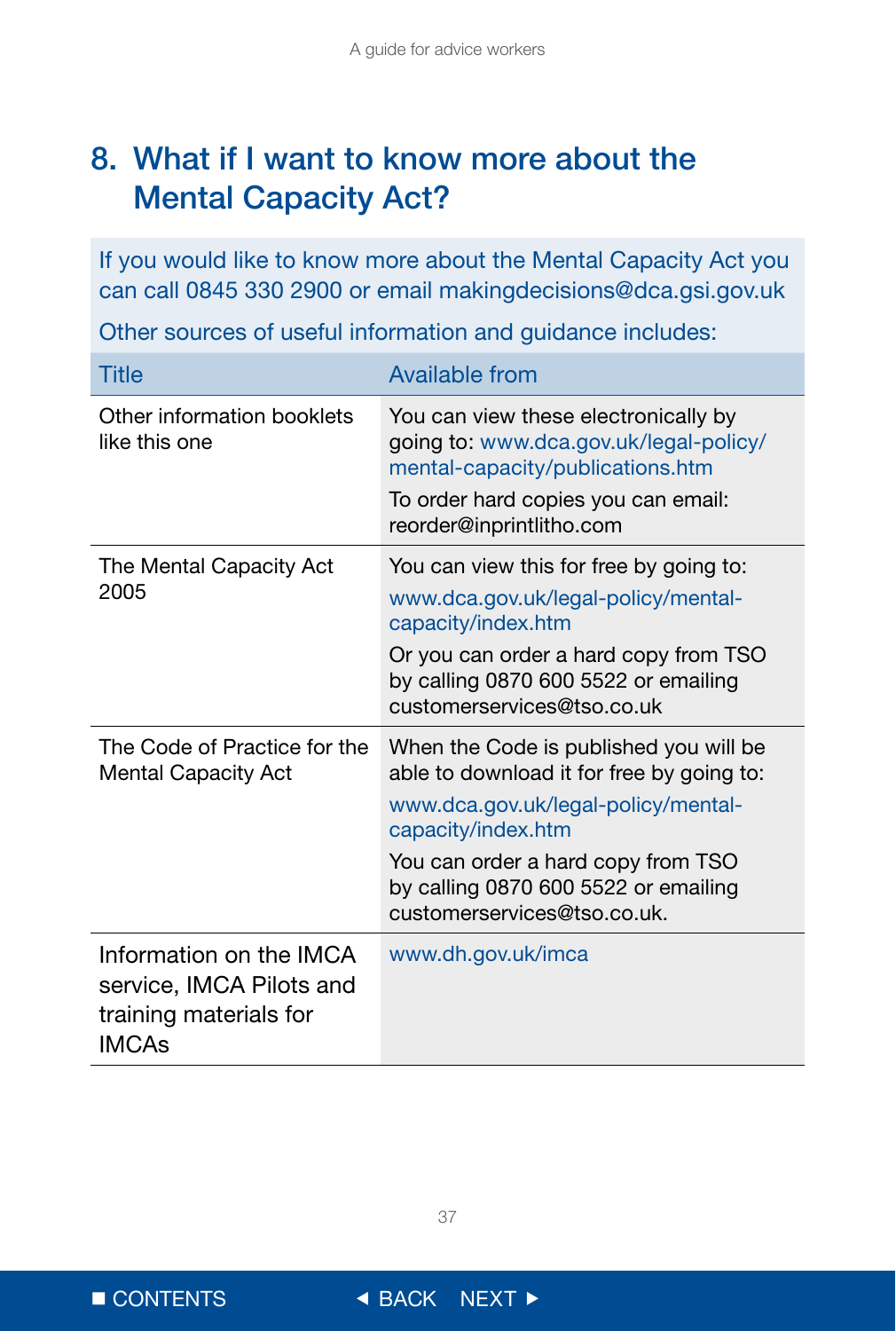## 8. What if I want to know more about the Mental Capacity Act?

If you would like to know more about the Mental Capacity Act you can call 0845 330 2900 or email makingdecisions@dca.gsi.gov.uk

Other sources of useful information and guidance includes:

| Title | Available from |
|---|---|
| Other information booklets like this one | You can view these electronically by going to: www.dca.gov.uk/legal-policy/mental-capacity/publications.htm<br>To order hard copies you can email: reorder@inprintlitho.com |
| The Mental Capacity Act 2005 | You can view this for free by going to:<br>www.dca.gov.uk/legal-policy/mental-capacity/index.htm<br>Or you can order a hard copy from TSO by calling 0870 600 5522 or emailing customerservices@tso.co.uk |
| The Code of Practice for the Mental Capacity Act | When the Code is published you will be able to download it for free by going to:<br>www.dca.gov.uk/legal-policy/mental-capacity/index.htm<br>You can order a hard copy from TSO by calling 0870 600 5522 or emailing customerservices@tso.co.uk. |
| Information on the IMCA service, IMCA Pilots and training materials for IMCAs | www.dh.gov.uk/imca |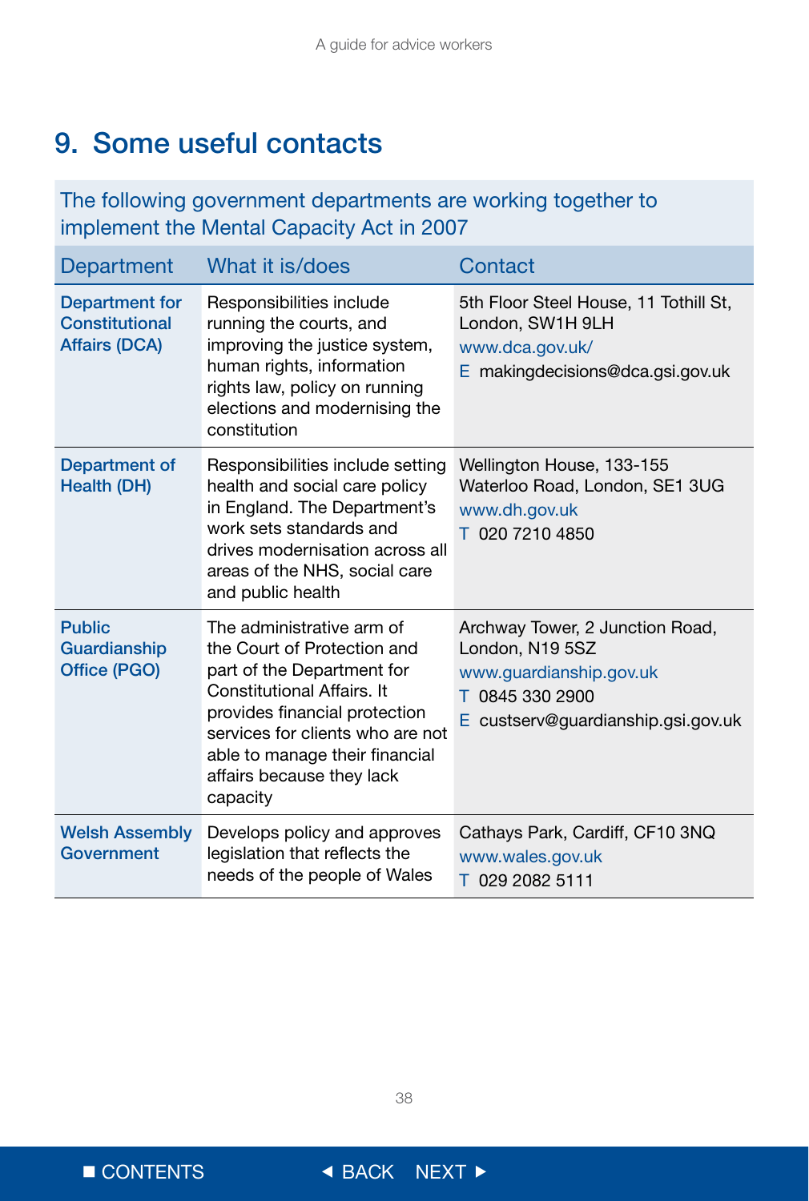# 9. Some useful contacts

The following government departments are working together to implement the Mental Capacity Act in 2007

| Department | What it is/does | Contact |
|---|---|---|
| **Department for Constitutional Affairs (DCA)** | Responsibilities include running the courts, and improving the justice system, human rights, information rights law, policy on running elections and modernising the constitution | 5th Floor Steel House, 11 Tothill St, London, SW1H 9LH<br>www.dca.gov.uk/<br>E makingdecisions@dca.gsi.gov.uk |
| **Department of Health (DH)** | Responsibilities include setting health and social care policy in England. The Department's work sets standards and drives modernisation across all areas of the NHS, social care and public health | Wellington House, 133-155 Waterloo Road, London, SE1 3UG<br>www.dh.gov.uk<br>T 020 7210 4850 |
| **Public Guardianship Office (PGO)** | The administrative arm of the Court of Protection and part of the Department for Constitutional Affairs. It provides financial protection services for clients who are not able to manage their financial affairs because they lack capacity | Archway Tower, 2 Junction Road, London, N19 5SZ<br>www.guardianship.gov.uk<br>T 0845 330 2900<br>E custserv@guardianship.gsi.gov.uk |
| **Welsh Assembly Government** | Develops policy and approves legislation that reflects the needs of the people of Wales | Cathays Park, Cardiff, CF10 3NQ<br>www.wales.gov.uk<br>T 029 2082 5111 |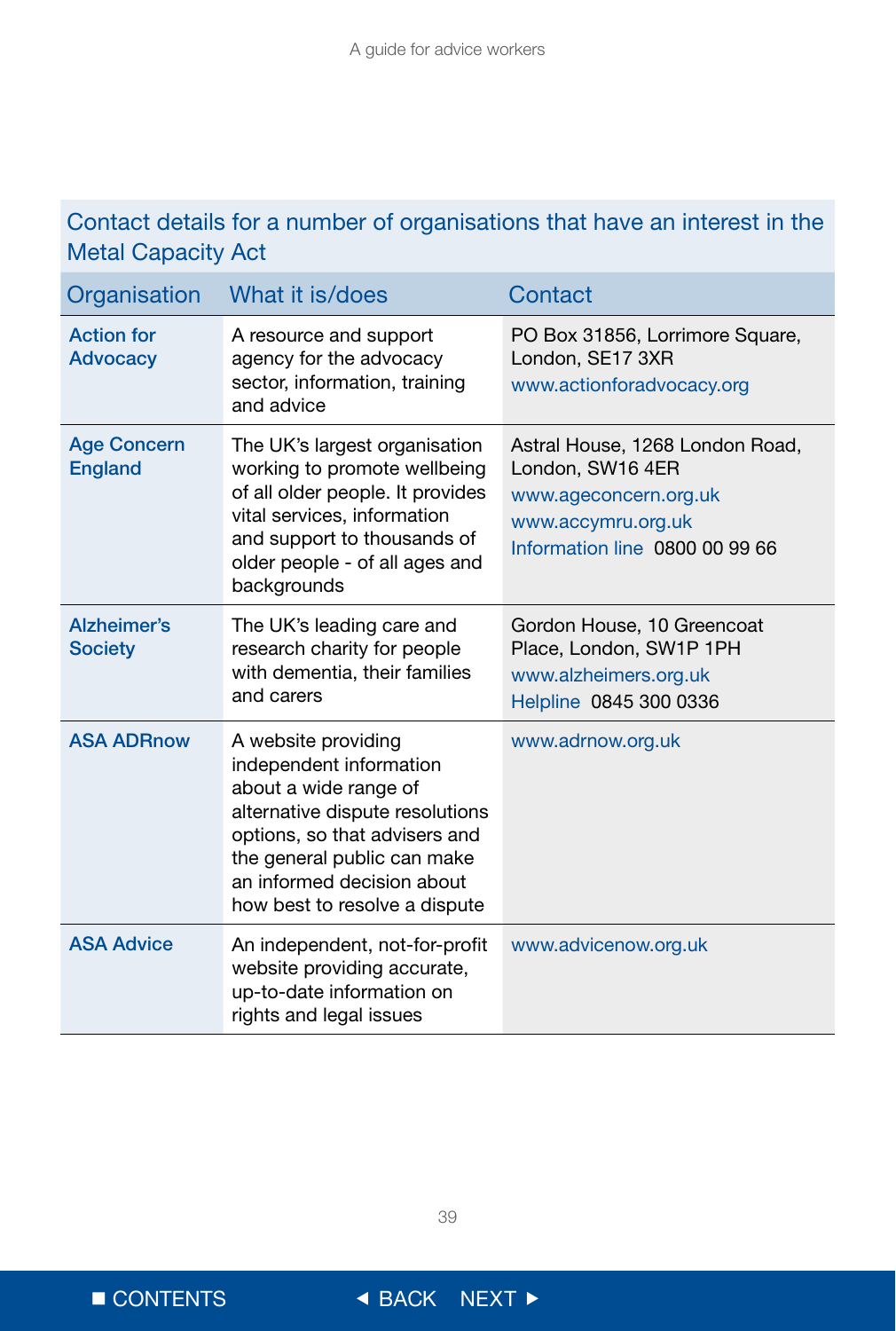## Contact details for a number of organisations that have an interest in the Metal Capacity Act

| Organisation | What it is/does | Contact |
|---|---|---|
| **Action for Advocacy** | A resource and support agency for the advocacy sector, information, training and advice | PO Box 31856, Lorrimore Square, London, SE17 3XR<br>www.actionforadvocacy.org |
| **Age Concern England** | The UK's largest organisation working to promote wellbeing of all older people. It provides vital services, information and support to thousands of older people - of all ages and backgrounds | Astral House, 1268 London Road, London, SW16 4ER<br>www.ageconcern.org.uk<br>www.accymru.org.uk<br>Information line 0800 00 99 66 |
| **Alzheimer's Society** | The UK's leading care and research charity for people with dementia, their families and carers | Gordon House, 10 Greencoat Place, London, SW1P 1PH<br>www.alzheimers.org.uk<br>Helpline 0845 300 0336 |
| **ASA ADRnow** | A website providing independent information about a wide range of alternative dispute resolutions options, so that advisers and the general public can make an informed decision about how best to resolve a dispute | www.adrnow.org.uk |
| **ASA Advice** | An independent, not-for-profit website providing accurate, up-to-date information on rights and legal issues | www.advicenow.org.uk |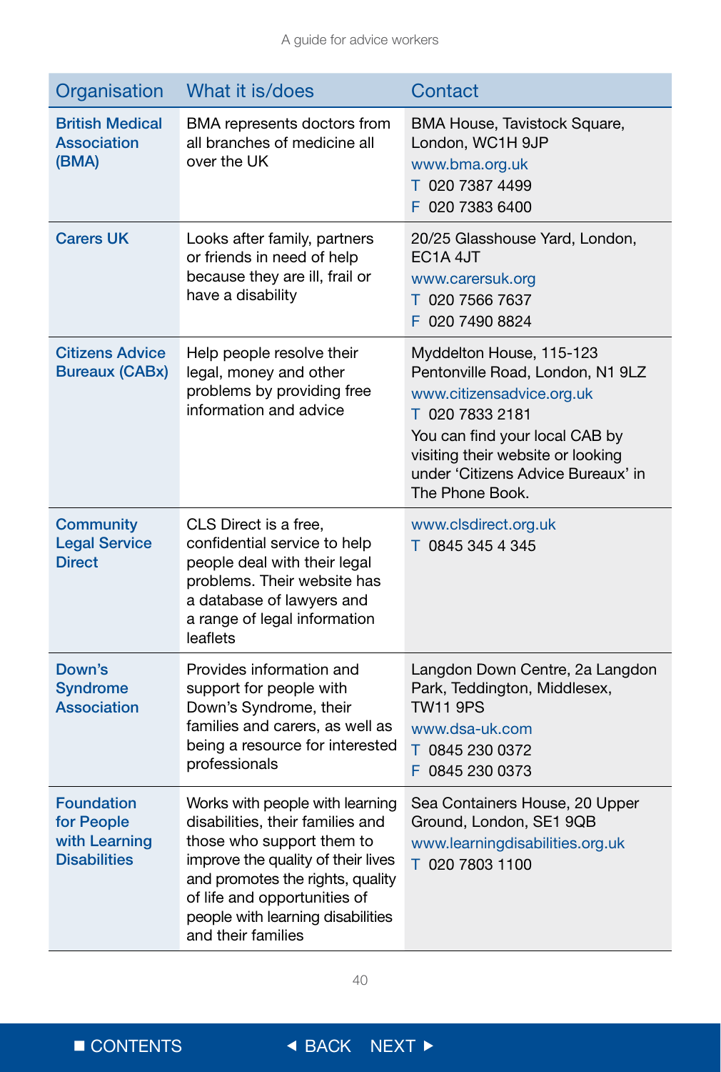| Organisation | What it is/does | Contact |
|---|---|---|
| **British Medical Association (BMA)** | BMA represents doctors from all branches of medicine all over the UK | BMA House, Tavistock Square, London, WC1H 9JP<br>www.bma.org.uk<br>T 020 7387 4499<br>F 020 7383 6400 |
| **Carers UK** | Looks after family, partners or friends in need of help because they are ill, frail or have a disability | 20/25 Glasshouse Yard, London, EC1A 4JT<br>www.carersuk.org<br>T 020 7566 7637<br>F 020 7490 8824 |
| **Citizens Advice Bureaux (CABx)** | Help people resolve their legal, money and other problems by providing free information and advice | Myddelton House, 115-123 Pentonville Road, London, N1 9LZ<br>www.citizensadvice.org.uk<br>T 020 7833 2181<br>You can find your local CAB by visiting their website or looking under 'Citizens Advice Bureaux' in The Phone Book. |
| **Community Legal Service Direct** | CLS Direct is a free, confidential service to help people deal with their legal problems. Their website has a database of lawyers and a range of legal information leaflets | www.clsdirect.org.uk<br>T 0845 345 4 345 |
| **Down's Syndrome Association** | Provides information and support for people with Down's Syndrome, their families and carers, as well as being a resource for interested professionals | Langdon Down Centre, 2a Langdon Park, Teddington, Middlesex, TW11 9PS<br>www.dsa-uk.com<br>T 0845 230 0372<br>F 0845 230 0373 |
| **Foundation for People with Learning Disabilities** | Works with people with learning disabilities, their families and those who support them to improve the quality of their lives and promotes the rights, quality of life and opportunities of people with learning disabilities and their families | Sea Containers House, 20 Upper Ground, London, SE1 9QB<br>www.learningdisabilities.org.uk<br>T 020 7803 1100 |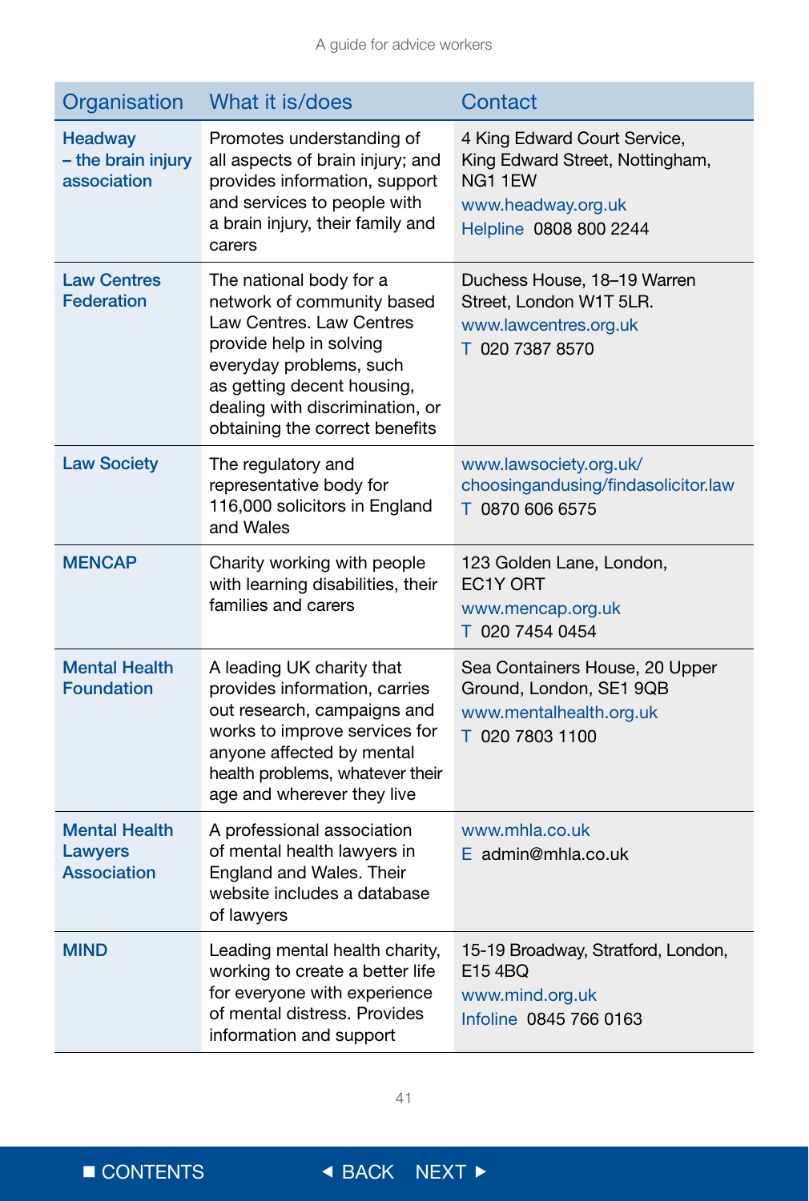| Organisation | What it is/does | Contact |
|---|---|---|
| **Headway – the brain injury association** | Promotes understanding of all aspects of brain injury; and provides information, support and services to people with a brain injury, their family and carers | 4 King Edward Court Service, King Edward Street, Nottingham, NG1 1EW<br>www.headway.org.uk<br>Helpline 0808 800 2244 |
| **Law Centres Federation** | The national body for a network of community based Law Centres. Law Centres provide help in solving everyday problems, such as getting decent housing, dealing with discrimination, or obtaining the correct benefits | Duchess House, 18–19 Warren Street, London W1T 5LR.<br>www.lawcentres.org.uk<br>T 020 7387 8570 |
| **Law Society** | The regulatory and representative body for 116,000 solicitors in England and Wales | www.lawsociety.org.uk/choosingandusing/findasolicitor.law<br>T 0870 606 6575 |
| **MENCAP** | Charity working with people with learning disabilities, their families and carers | 123 Golden Lane, London, EC1Y ORT<br>www.mencap.org.uk<br>T 020 7454 0454 |
| **Mental Health Foundation** | A leading UK charity that provides information, carries out research, campaigns and works to improve services for anyone affected by mental health problems, whatever their age and wherever they live | Sea Containers House, 20 Upper Ground, London, SE1 9QB<br>www.mentalhealth.org.uk<br>T 020 7803 1100 |
| **Mental Health Lawyers Association** | A professional association of mental health lawyers in England and Wales. Their website includes a database of lawyers | www.mhla.co.uk<br>E admin@mhla.co.uk |
| **MIND** | Leading mental health charity, working to create a better life for everyone with experience of mental distress. Provides information and support | 15-19 Broadway, Stratford, London, E15 4BQ<br>www.mind.org.uk<br>Infoline 0845 766 0163 |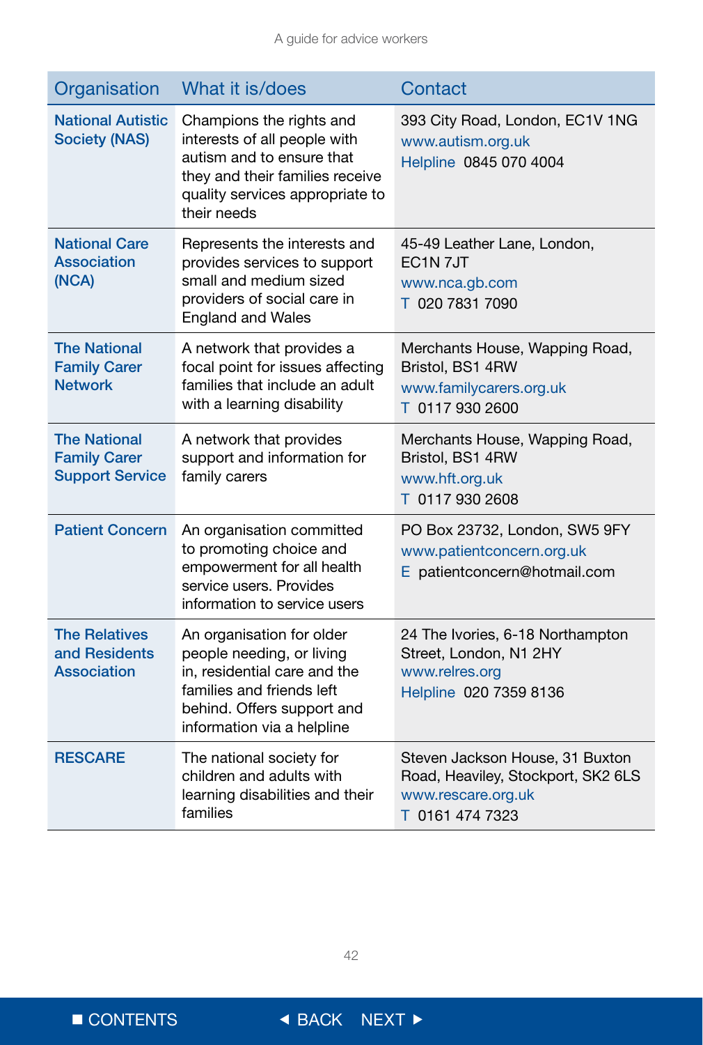| Organisation | What it is/does | Contact |
| --- | --- | --- |
| National Autistic Society (NAS) | Champions the rights and interests of all people with autism and to ensure that they and their families receive quality services appropriate to their needs | 393 City Road, London, EC1V 1NG<br>www.autism.org.uk<br>Helpline 0845 070 4004 |
| National Care Association (NCA) | Represents the interests and provides services to support small and medium sized providers of social care in England and Wales | 45-49 Leather Lane, London, EC1N 7JT<br>www.nca.gb.com<br>T 020 7831 7090 |
| The National Family Carer Network | A network that provides a focal point for issues affecting families that include an adult with a learning disability | Merchants House, Wapping Road, Bristol, BS1 4RW<br>www.familycarers.org.uk<br>T 0117 930 2600 |
| The National Family Carer Support Service | A network that provides support and information for family carers | Merchants House, Wapping Road, Bristol, BS1 4RW<br>www.hft.org.uk<br>T 0117 930 2608 |
| Patient Concern | An organisation committed to promoting choice and empowerment for all health service users. Provides information to service users | PO Box 23732, London, SW5 9FY<br>www.patientconcern.org.uk<br>E patientconcern@hotmail.com |
| The Relatives and Residents Association | An organisation for older people needing, or living in, residential care and the families and friends left behind. Offers support and information via a helpline | 24 The Ivories, 6-18 Northampton Street, London, N1 2HY<br>www.relres.org<br>Helpline 020 7359 8136 |
| RESCARE | The national society for children and adults with learning disabilities and their families | Steven Jackson House, 31 Buxton Road, Heaviley, Stockport, SK2 6LS<br>www.rescare.org.uk<br>T 0161 474 7323 |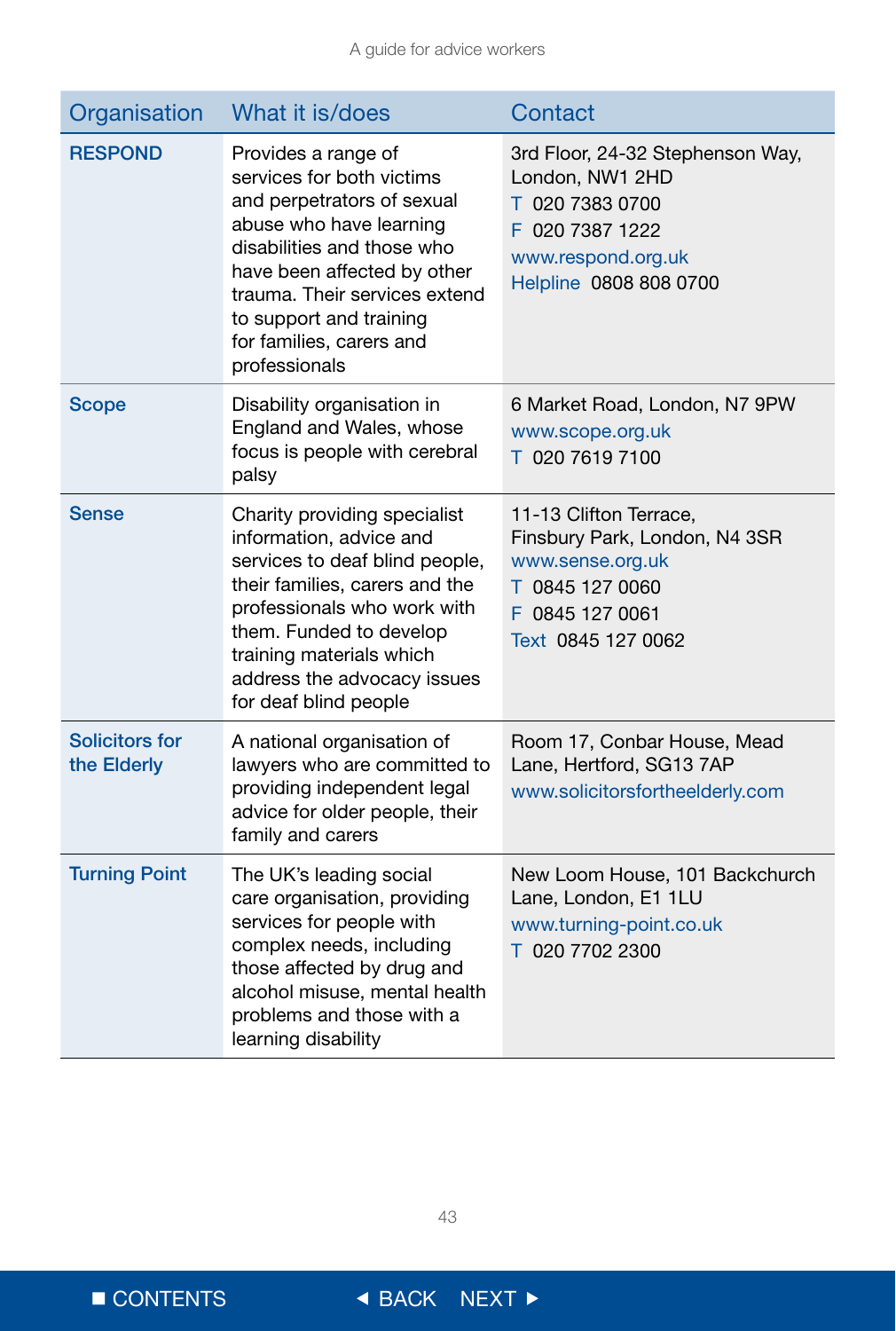| Organisation | What it is/does | Contact |
|---|---|---|
| **RESPOND** | Provides a range of services for both victims and perpetrators of sexual abuse who have learning disabilities and those who have been affected by other trauma. Their services extend to support and training for families, carers and professionals | 3rd Floor, 24-32 Stephenson Way, London, NW1 2HD<br>T 020 7383 0700<br>F 020 7387 1222<br>www.respond.org.uk<br>Helpline 0808 808 0700 |
| **Scope** | Disability organisation in England and Wales, whose focus is people with cerebral palsy | 6 Market Road, London, N7 9PW<br>www.scope.org.uk<br>T 020 7619 7100 |
| **Sense** | Charity providing specialist information, advice and services to deaf blind people, their families, carers and the professionals who work with them. Funded to develop training materials which address the advocacy issues for deaf blind people | 11-13 Clifton Terrace, Finsbury Park, London, N4 3SR<br>www.sense.org.uk<br>T 0845 127 0060<br>F 0845 127 0061<br>Text 0845 127 0062 |
| **Solicitors for the Elderly** | A national organisation of lawyers who are committed to providing independent legal advice for older people, their family and carers | Room 17, Conbar House, Mead Lane, Hertford, SG13 7AP<br>www.solicitorsfortheelderly.com |
| **Turning Point** | The UK's leading social care organisation, providing services for people with complex needs, including those affected by drug and alcohol misuse, mental health problems and those with a learning disability | New Loom House, 101 Backchurch Lane, London, E1 1LU<br>www.turning-point.co.uk<br>T 020 7702 2300 |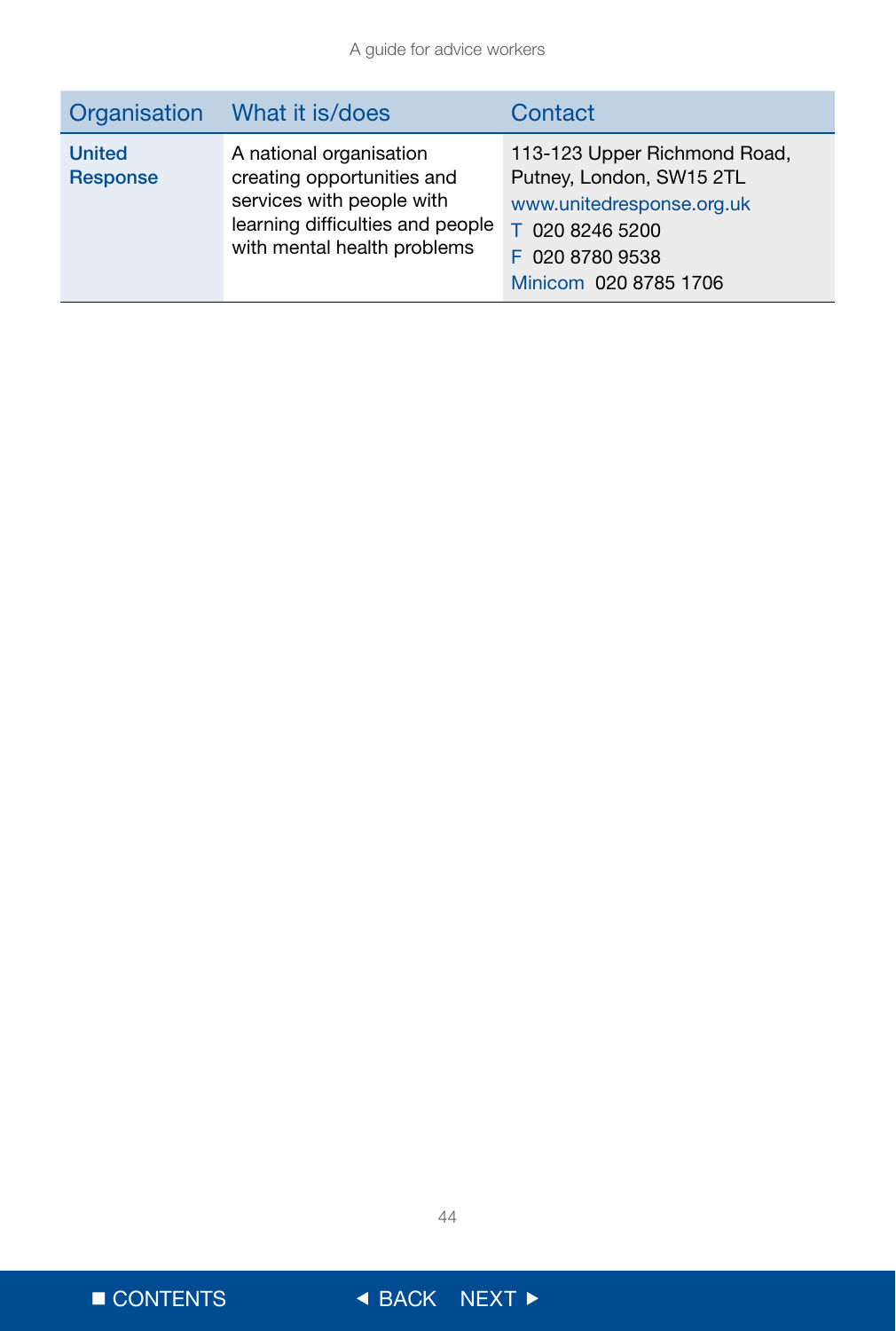| Organisation | What it is/does | Contact |
| --- | --- | --- |
| **United Response** | A national organisation creating opportunities and services with people with learning difficulties and people with mental health problems | 113-123 Upper Richmond Road, Putney, London, SW15 2TL<br>www.unitedresponse.org.uk<br>T 020 8246 5200<br>F 020 8780 9538<br>Minicom 020 8785 1706 |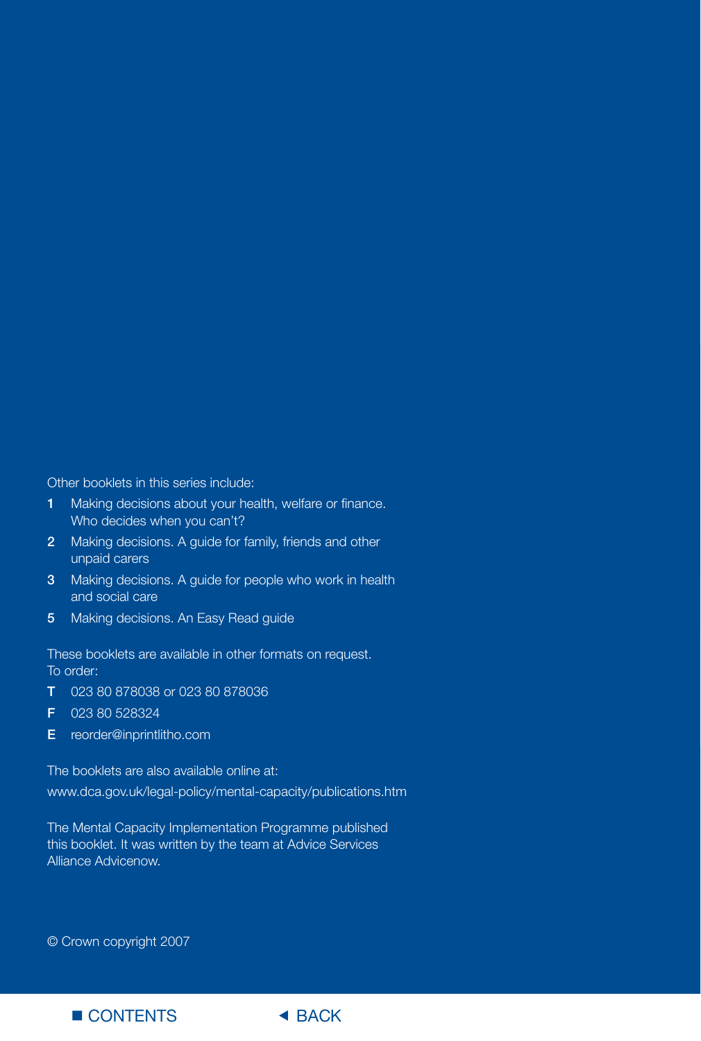Other booklets in this series include:

1. Making decisions about your health, welfare or finance. Who decides when you can't?
2. Making decisions. A guide for family, friends and other unpaid carers
3. Making decisions. A guide for people who work in health and social care
5. Making decisions. An Easy Read guide

These booklets are available in other formats on request.
To order:

**T** 023 80 878038 or 023 80 878036

**F** 023 80 528324

**E** reorder@inprintlitho.com

The booklets are also available online at:
www.dca.gov.uk/legal-policy/mental-capacity/publications.htm

The Mental Capacity Implementation Programme published this booklet. It was written by the team at Advice Services Alliance Advicenow.

© Crown copyright 2007

■ CONTENTS ◀ BACK